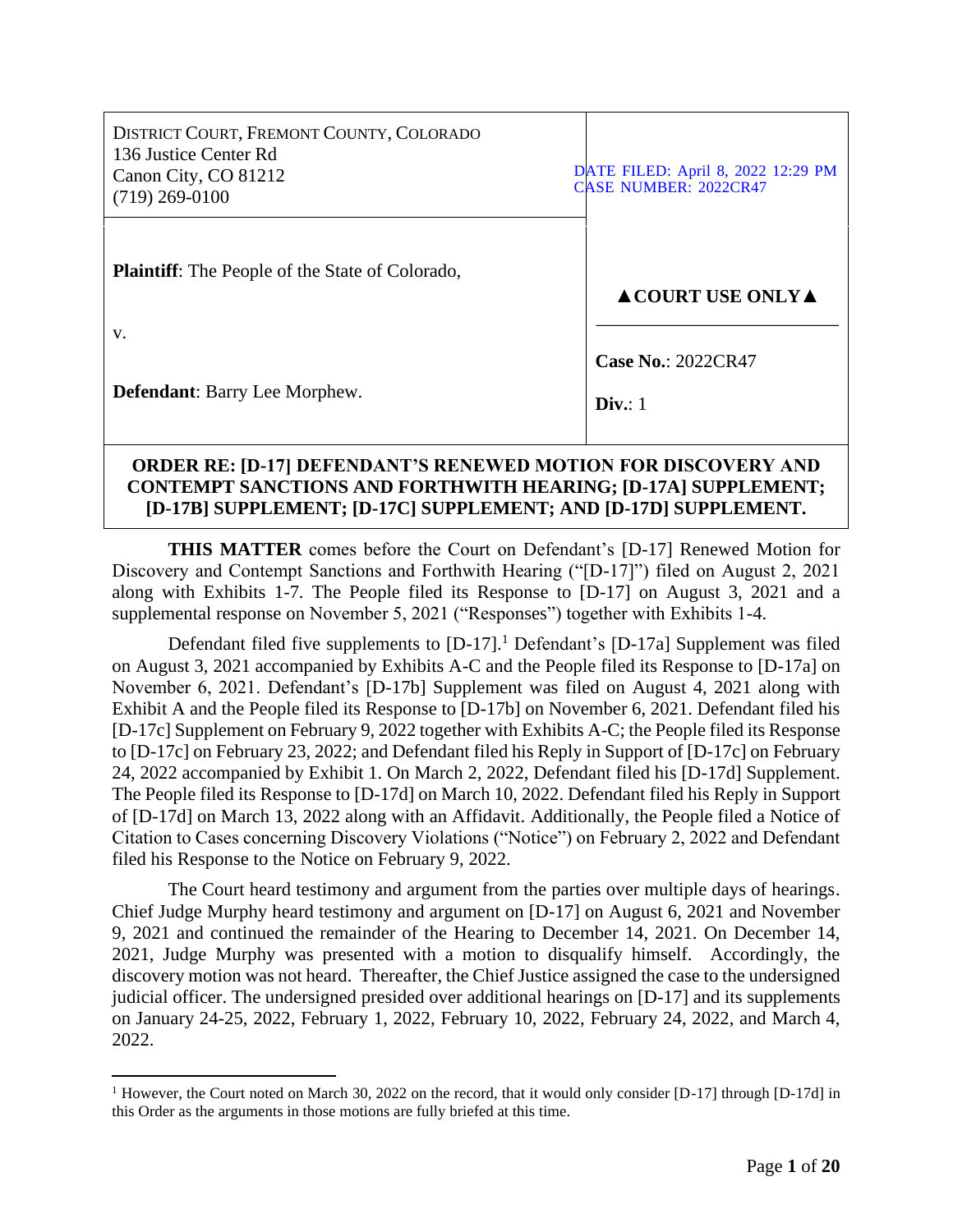| DISTRICT COURT, FREMONT COUNTY, COLORADO<br>136 Justice Center Rd<br>Canon City, CO 81212<br>(719) 269-0100 | DATE FILED: April 8, 2022 12:29 PM<br>CASE NUMBER: 2022CR47 |
|---|---|
| **Plaintiff**: The People of the State of Colorado,<br><br>v.<br><br>**Defendant**: Barry Lee Morphew. | ▲COURT USE ONLY▲<br><br>**Case No.**: 2022CR47<br><br>**Div.**: 1 |

**ORDER RE: [D-17] DEFENDANT'S RENEWED MOTION FOR DISCOVERY AND CONTEMPT SANCTIONS AND FORTHWITH HEARING; [D-17A] SUPPLEMENT; [D-17B] SUPPLEMENT; [D-17C] SUPPLEMENT; AND [D-17D] SUPPLEMENT.**

**THIS MATTER** comes before the Court on Defendant's [D-17] Renewed Motion for Discovery and Contempt Sanctions and Forthwith Hearing ("[D-17]") filed on August 2, 2021 along with Exhibits 1-7. The People filed its Response to [D-17] on August 3, 2021 and a supplemental response on November 5, 2021 ("Responses") together with Exhibits 1-4.

Defendant filed five supplements to [D-17].[1] Defendant's [D-17a] Supplement was filed on August 3, 2021 accompanied by Exhibits A-C and the People filed its Response to [D-17a] on November 6, 2021. Defendant's [D-17b] Supplement was filed on August 4, 2021 along with Exhibit A and the People filed its Response to [D-17b] on November 6, 2021. Defendant filed his [D-17c] Supplement on February 9, 2022 together with Exhibits A-C; the People filed its Response to [D-17c] on February 23, 2022; and Defendant filed his Reply in Support of [D-17c] on February 24, 2022 accompanied by Exhibit 1. On March 2, 2022, Defendant filed his [D-17d] Supplement. The People filed its Response to [D-17d] on March 10, 2022. Defendant filed his Reply in Support of [D-17d] on March 13, 2022 along with an Affidavit. Additionally, the People filed a Notice of Citation to Cases concerning Discovery Violations ("Notice") on February 2, 2022 and Defendant filed his Response to the Notice on February 9, 2022.

The Court heard testimony and argument from the parties over multiple days of hearings. Chief Judge Murphy heard testimony and argument on [D-17] on August 6, 2021 and November 9, 2021 and continued the remainder of the Hearing to December 14, 2021. On December 14, 2021, Judge Murphy was presented with a motion to disqualify himself. Accordingly, the discovery motion was not heard. Thereafter, the Chief Justice assigned the case to the undersigned judicial officer. The undersigned presided over additional hearings on [D-17] and its supplements on January 24-25, 2022, February 1, 2022, February 10, 2022, February 24, 2022, and March 4, 2022.

[1] However, the Court noted on March 30, 2022 on the record, that it would only consider [D-17] through [D-17d] in this Order as the arguments in those motions are fully briefed at this time.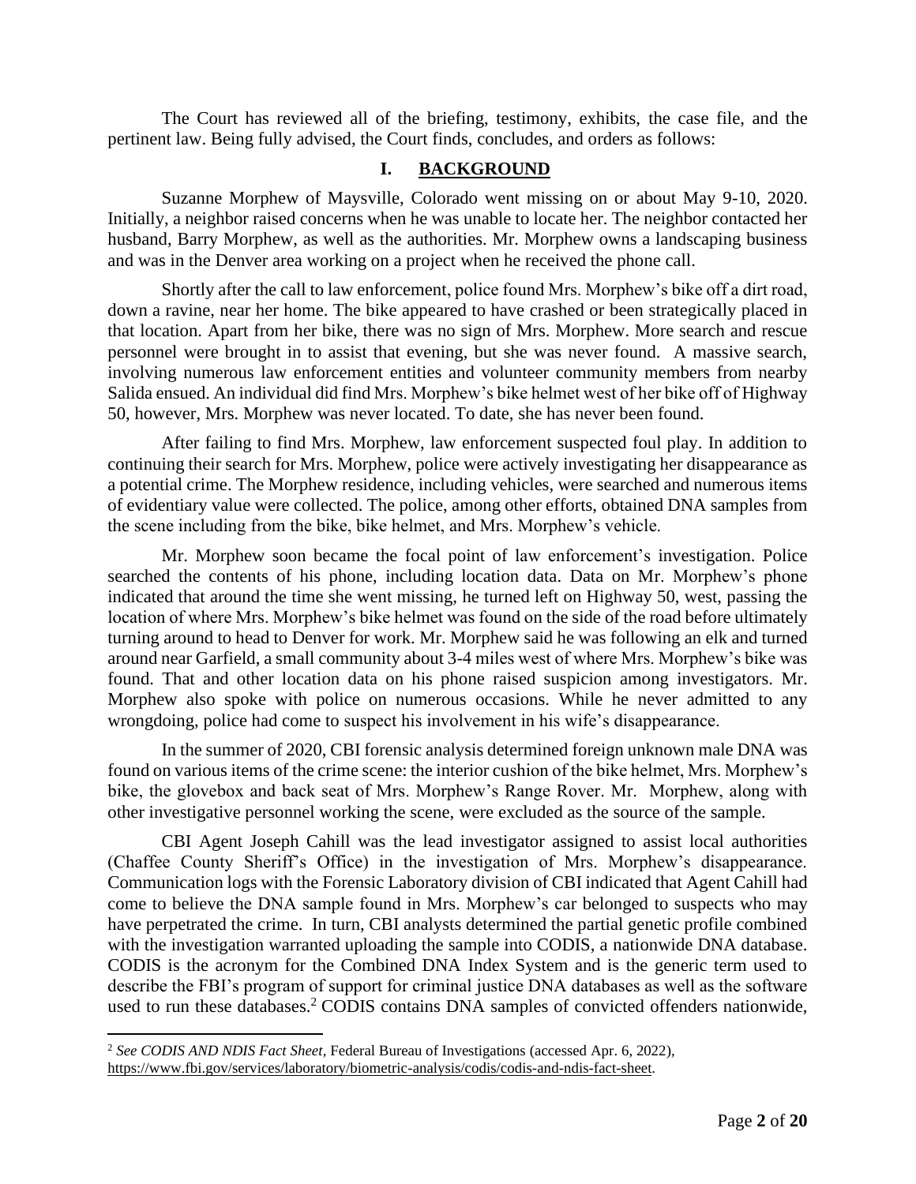The Court has reviewed all of the briefing, testimony, exhibits, the case file, and the pertinent law. Being fully advised, the Court finds, concludes, and orders as follows:

## I. BACKGROUND

Suzanne Morphew of Maysville, Colorado went missing on or about May 9-10, 2020. Initially, a neighbor raised concerns when he was unable to locate her. The neighbor contacted her husband, Barry Morphew, as well as the authorities. Mr. Morphew owns a landscaping business and was in the Denver area working on a project when he received the phone call.

Shortly after the call to law enforcement, police found Mrs. Morphew's bike off a dirt road, down a ravine, near her home. The bike appeared to have crashed or been strategically placed in that location. Apart from her bike, there was no sign of Mrs. Morphew. More search and rescue personnel were brought in to assist that evening, but she was never found. A massive search, involving numerous law enforcement entities and volunteer community members from nearby Salida ensued. An individual did find Mrs. Morphew's bike helmet west of her bike off of Highway 50, however, Mrs. Morphew was never located. To date, she has never been found.

After failing to find Mrs. Morphew, law enforcement suspected foul play. In addition to continuing their search for Mrs. Morphew, police were actively investigating her disappearance as a potential crime. The Morphew residence, including vehicles, were searched and numerous items of evidentiary value were collected. The police, among other efforts, obtained DNA samples from the scene including from the bike, bike helmet, and Mrs. Morphew's vehicle.

Mr. Morphew soon became the focal point of law enforcement's investigation. Police searched the contents of his phone, including location data. Data on Mr. Morphew's phone indicated that around the time she went missing, he turned left on Highway 50, west, passing the location of where Mrs. Morphew's bike helmet was found on the side of the road before ultimately turning around to head to Denver for work. Mr. Morphew said he was following an elk and turned around near Garfield, a small community about 3-4 miles west of where Mrs. Morphew's bike was found. That and other location data on his phone raised suspicion among investigators. Mr. Morphew also spoke with police on numerous occasions. While he never admitted to any wrongdoing, police had come to suspect his involvement in his wife's disappearance.

In the summer of 2020, CBI forensic analysis determined foreign unknown male DNA was found on various items of the crime scene: the interior cushion of the bike helmet, Mrs. Morphew's bike, the glovebox and back seat of Mrs. Morphew's Range Rover. Mr. Morphew, along with other investigative personnel working the scene, were excluded as the source of the sample.

CBI Agent Joseph Cahill was the lead investigator assigned to assist local authorities (Chaffee County Sheriff's Office) in the investigation of Mrs. Morphew's disappearance. Communication logs with the Forensic Laboratory division of CBI indicated that Agent Cahill had come to believe the DNA sample found in Mrs. Morphew's car belonged to suspects who may have perpetrated the crime. In turn, CBI analysts determined the partial genetic profile combined with the investigation warranted uploading the sample into CODIS, a nationwide DNA database. CODIS is the acronym for the Combined DNA Index System and is the generic term used to describe the FBI's program of support for criminal justice DNA databases as well as the software used to run these databases.[2] CODIS contains DNA samples of convicted offenders nationwide,

---

[2] *See CODIS AND NDIS Fact Sheet*, Federal Bureau of Investigations (accessed Apr. 6, 2022), https://www.fbi.gov/services/laboratory/biometric-analysis/codis/codis-and-ndis-fact-sheet.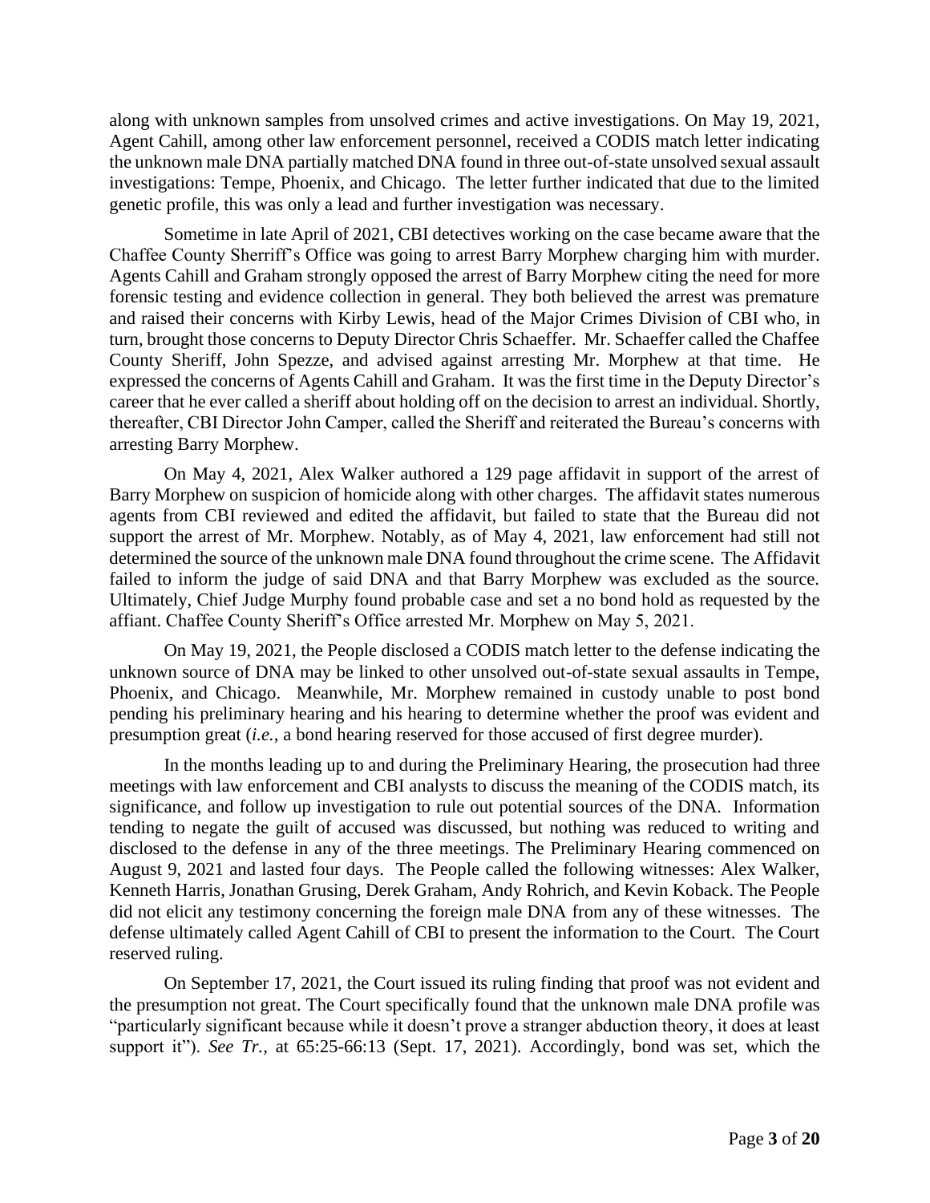along with unknown samples from unsolved crimes and active investigations. On May 19, 2021, Agent Cahill, among other law enforcement personnel, received a CODIS match letter indicating the unknown male DNA partially matched DNA found in three out-of-state unsolved sexual assault investigations: Tempe, Phoenix, and Chicago. The letter further indicated that due to the limited genetic profile, this was only a lead and further investigation was necessary.

Sometime in late April of 2021, CBI detectives working on the case became aware that the Chaffee County Sherriff's Office was going to arrest Barry Morphew charging him with murder. Agents Cahill and Graham strongly opposed the arrest of Barry Morphew citing the need for more forensic testing and evidence collection in general. They both believed the arrest was premature and raised their concerns with Kirby Lewis, head of the Major Crimes Division of CBI who, in turn, brought those concerns to Deputy Director Chris Schaeffer. Mr. Schaeffer called the Chaffee County Sheriff, John Spezze, and advised against arresting Mr. Morphew at that time. He expressed the concerns of Agents Cahill and Graham. It was the first time in the Deputy Director's career that he ever called a sheriff about holding off on the decision to arrest an individual. Shortly, thereafter, CBI Director John Camper, called the Sheriff and reiterated the Bureau's concerns with arresting Barry Morphew.

On May 4, 2021, Alex Walker authored a 129 page affidavit in support of the arrest of Barry Morphew on suspicion of homicide along with other charges. The affidavit states numerous agents from CBI reviewed and edited the affidavit, but failed to state that the Bureau did not support the arrest of Mr. Morphew. Notably, as of May 4, 2021, law enforcement had still not determined the source of the unknown male DNA found throughout the crime scene. The Affidavit failed to inform the judge of said DNA and that Barry Morphew was excluded as the source. Ultimately, Chief Judge Murphy found probable case and set a no bond hold as requested by the affiant. Chaffee County Sheriff's Office arrested Mr. Morphew on May 5, 2021.

On May 19, 2021, the People disclosed a CODIS match letter to the defense indicating the unknown source of DNA may be linked to other unsolved out-of-state sexual assaults in Tempe, Phoenix, and Chicago. Meanwhile, Mr. Morphew remained in custody unable to post bond pending his preliminary hearing and his hearing to determine whether the proof was evident and presumption great (*i.e.*, a bond hearing reserved for those accused of first degree murder).

In the months leading up to and during the Preliminary Hearing, the prosecution had three meetings with law enforcement and CBI analysts to discuss the meaning of the CODIS match, its significance, and follow up investigation to rule out potential sources of the DNA. Information tending to negate the guilt of accused was discussed, but nothing was reduced to writing and disclosed to the defense in any of the three meetings. The Preliminary Hearing commenced on August 9, 2021 and lasted four days. The People called the following witnesses: Alex Walker, Kenneth Harris, Jonathan Grusing, Derek Graham, Andy Rohrich, and Kevin Koback. The People did not elicit any testimony concerning the foreign male DNA from any of these witnesses. The defense ultimately called Agent Cahill of CBI to present the information to the Court. The Court reserved ruling.

On September 17, 2021, the Court issued its ruling finding that proof was not evident and the presumption not great. The Court specifically found that the unknown male DNA profile was "particularly significant because while it doesn't prove a stranger abduction theory, it does at least support it"). *See Tr.*, at 65:25-66:13 (Sept. 17, 2021). Accordingly, bond was set, which the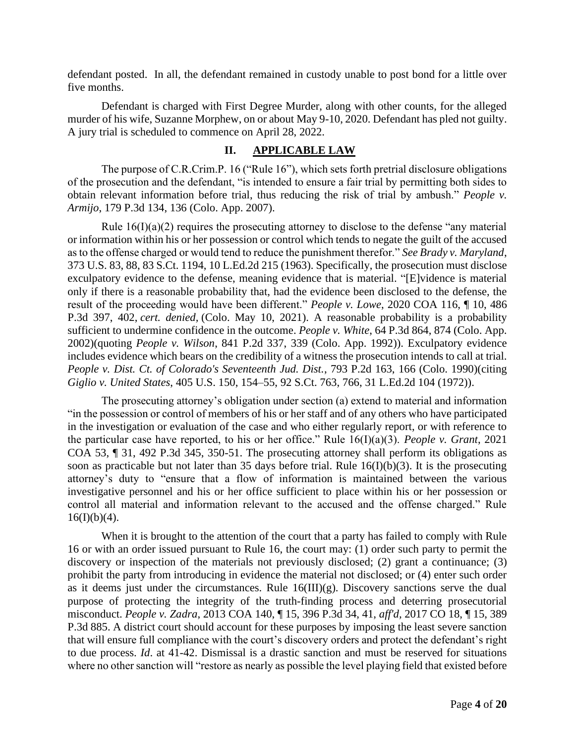defendant posted. In all, the defendant remained in custody unable to post bond for a little over five months.

Defendant is charged with First Degree Murder, along with other counts, for the alleged murder of his wife, Suzanne Morphew, on or about May 9-10, 2020. Defendant has pled not guilty. A jury trial is scheduled to commence on April 28, 2022.

## II. APPLICABLE LAW

The purpose of C.R.Crim.P. 16 ("Rule 16"), which sets forth pretrial disclosure obligations of the prosecution and the defendant, "is intended to ensure a fair trial by permitting both sides to obtain relevant information before trial, thus reducing the risk of trial by ambush." *People v. Armijo*, 179 P.3d 134, 136 (Colo. App. 2007).

Rule 16(I)(a)(2) requires the prosecuting attorney to disclose to the defense "any material or information within his or her possession or control which tends to negate the guilt of the accused as to the offense charged or would tend to reduce the punishment therefor." *See Brady v. Maryland*, 373 U.S. 83, 88, 83 S.Ct. 1194, 10 L.Ed.2d 215 (1963). Specifically, the prosecution must disclose exculpatory evidence to the defense, meaning evidence that is material. "[E]vidence is material only if there is a reasonable probability that, had the evidence been disclosed to the defense, the result of the proceeding would have been different." *People v. Lowe*, 2020 COA 116, ¶ 10, 486 P.3d 397, 402, *cert. denied*, (Colo. May 10, 2021). A reasonable probability is a probability sufficient to undermine confidence in the outcome. *People v. White*, 64 P.3d 864, 874 (Colo. App. 2002)(quoting *People v. Wilson*, 841 P.2d 337, 339 (Colo. App. 1992)). Exculpatory evidence includes evidence which bears on the credibility of a witness the prosecution intends to call at trial. *People v. Dist. Ct. of Colorado's Seventeenth Jud. Dist.*, 793 P.2d 163, 166 (Colo. 1990)(citing *Giglio v. United States*, 405 U.S. 150, 154–55, 92 S.Ct. 763, 766, 31 L.Ed.2d 104 (1972)).

The prosecuting attorney's obligation under section (a) extend to material and information "in the possession or control of members of his or her staff and of any others who have participated in the investigation or evaluation of the case and who either regularly report, or with reference to the particular case have reported, to his or her office." Rule 16(I)(a)(3). *People v. Grant*, 2021 COA 53, ¶ 31, 492 P.3d 345, 350-51. The prosecuting attorney shall perform its obligations as soon as practicable but not later than 35 days before trial. Rule 16(I)(b)(3). It is the prosecuting attorney's duty to "ensure that a flow of information is maintained between the various investigative personnel and his or her office sufficient to place within his or her possession or control all material and information relevant to the accused and the offense charged." Rule 16(I)(b)(4).

When it is brought to the attention of the court that a party has failed to comply with Rule 16 or with an order issued pursuant to Rule 16, the court may: (1) order such party to permit the discovery or inspection of the materials not previously disclosed; (2) grant a continuance; (3) prohibit the party from introducing in evidence the material not disclosed; or (4) enter such order as it deems just under the circumstances. Rule 16(III)(g). Discovery sanctions serve the dual purpose of protecting the integrity of the truth-finding process and deterring prosecutorial misconduct. *People v. Zadra*, 2013 COA 140, ¶ 15, 396 P.3d 34, 41, *aff'd*, 2017 CO 18, ¶ 15, 389 P.3d 885. A district court should account for these purposes by imposing the least severe sanction that will ensure full compliance with the court's discovery orders and protect the defendant's right to due process. *Id*. at 41-42. Dismissal is a drastic sanction and must be reserved for situations where no other sanction will "restore as nearly as possible the level playing field that existed before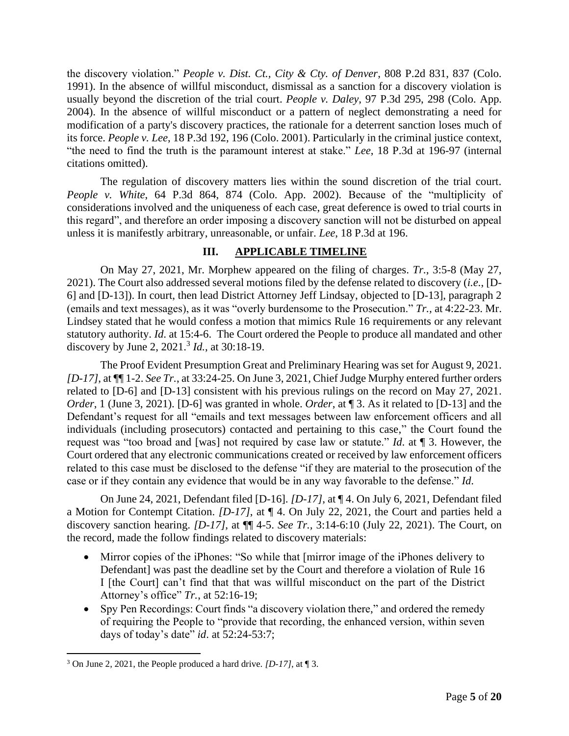the discovery violation." *People v. Dist. Ct., City & Cty. of Denver*, 808 P.2d 831, 837 (Colo. 1991). In the absence of willful misconduct, dismissal as a sanction for a discovery violation is usually beyond the discretion of the trial court. *People v. Daley*, 97 P.3d 295, 298 (Colo. App. 2004). In the absence of willful misconduct or a pattern of neglect demonstrating a need for modification of a party's discovery practices, the rationale for a deterrent sanction loses much of its force. *People v. Lee*, 18 P.3d 192, 196 (Colo. 2001). Particularly in the criminal justice context, "the need to find the truth is the paramount interest at stake." *Lee*, 18 P.3d at 196-97 (internal citations omitted).

The regulation of discovery matters lies within the sound discretion of the trial court. *People v. White*, 64 P.3d 864, 874 (Colo. App. 2002). Because of the "multiplicity of considerations involved and the uniqueness of each case, great deference is owed to trial courts in this regard", and therefore an order imposing a discovery sanction will not be disturbed on appeal unless it is manifestly arbitrary, unreasonable, or unfair. *Lee*, 18 P.3d at 196.

## III. APPLICABLE TIMELINE

On May 27, 2021, Mr. Morphew appeared on the filing of charges. *Tr.*, 3:5-8 (May 27, 2021). The Court also addressed several motions filed by the defense related to discovery (*i.e.*, [D-6] and [D-13]). In court, then lead District Attorney Jeff Lindsay, objected to [D-13], paragraph 2 (emails and text messages), as it was "overly burdensome to the Prosecution." *Tr.*, at 4:22-23. Mr. Lindsey stated that he would confess a motion that mimics Rule 16 requirements or any relevant statutory authority. *Id.* at 15:4-6. The Court ordered the People to produce all mandated and other discovery by June 2, 2021.[3] *Id.*, at 30:18-19.

The Proof Evident Presumption Great and Preliminary Hearing was set for August 9, 2021. *[D-17]*, at ¶¶ 1-2. *See Tr.*, at 33:24-25. On June 3, 2021, Chief Judge Murphy entered further orders related to [D-6] and [D-13] consistent with his previous rulings on the record on May 27, 2021. *Order*, 1 (June 3, 2021). [D-6] was granted in whole. *Order*, at ¶ 3. As it related to [D-13] and the Defendant's request for all "emails and text messages between law enforcement officers and all individuals (including prosecutors) contacted and pertaining to this case," the Court found the request was "too broad and [was] not required by case law or statute." *Id.* at ¶ 3. However, the Court ordered that any electronic communications created or received by law enforcement officers related to this case must be disclosed to the defense "if they are material to the prosecution of the case or if they contain any evidence that would be in any way favorable to the defense." *Id.*

On June 24, 2021, Defendant filed [D-16]. *[D-17]*, at ¶ 4. On July 6, 2021, Defendant filed a Motion for Contempt Citation. *[D-17]*, at ¶ 4. On July 22, 2021, the Court and parties held a discovery sanction hearing. *[D-17]*, at ¶¶ 4-5. *See Tr.*, 3:14-6:10 (July 22, 2021). The Court, on the record, made the follow findings related to discovery materials:

- Mirror copies of the iPhones: "So while that [mirror image of the iPhones delivery to Defendant] was past the deadline set by the Court and therefore a violation of Rule 16 I [the Court] can't find that that was willful misconduct on the part of the District Attorney's office" *Tr.*, at 52:16-19;
- Spy Pen Recordings: Court finds "a discovery violation there," and ordered the remedy of requiring the People to "provide that recording, the enhanced version, within seven days of today's date" *id*. at 52:24-53:7;

[3] On June 2, 2021, the People produced a hard drive. *[D-17]*, at ¶ 3.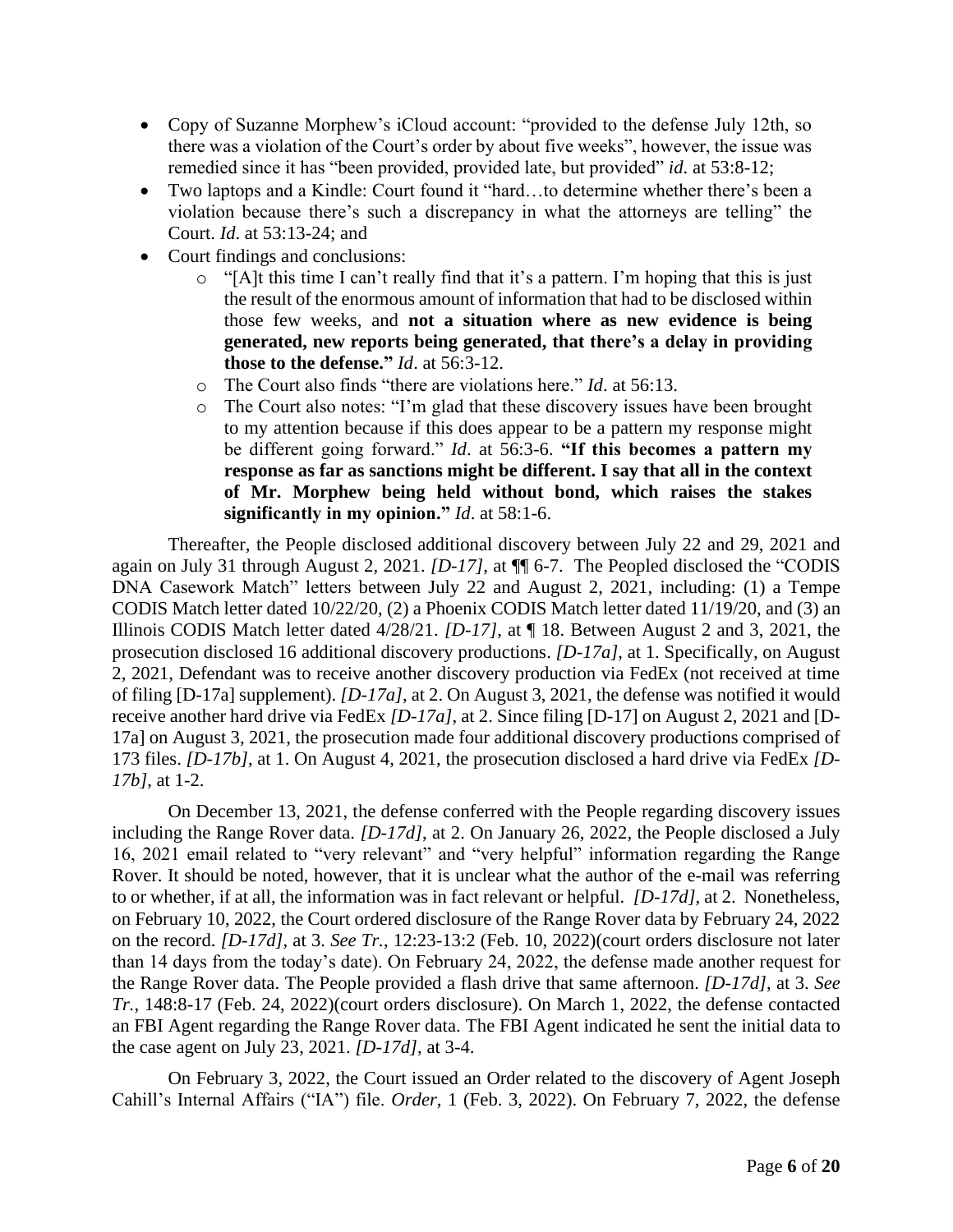- Copy of Suzanne Morphew's iCloud account: "provided to the defense July 12th, so there was a violation of the Court's order by about five weeks", however, the issue was remedied since it has "been provided, provided late, but provided" *id*. at 53:8-12;
- Two laptops and a Kindle: Court found it "hard…to determine whether there's been a violation because there's such a discrepancy in what the attorneys are telling" the Court. *Id*. at 53:13-24; and
- Court findings and conclusions:
  - "[A]t this time I can't really find that it's a pattern. I'm hoping that this is just the result of the enormous amount of information that had to be disclosed within those few weeks, and **not a situation where as new evidence is being generated, new reports being generated, that there's a delay in providing those to the defense."** *Id*. at 56:3-12.
  - The Court also finds "there are violations here." *Id*. at 56:13.
  - The Court also notes: "I'm glad that these discovery issues have been brought to my attention because if this does appear to be a pattern my response might be different going forward." *Id*. at 56:3-6. **"If this becomes a pattern my response as far as sanctions might be different. I say that all in the context of Mr. Morphew being held without bond, which raises the stakes significantly in my opinion."** *Id*. at 58:1-6.

Thereafter, the People disclosed additional discovery between July 22 and 29, 2021 and again on July 31 through August 2, 2021. *[D-17]*, at ¶¶ 6-7. The Peopled disclosed the "CODIS DNA Casework Match" letters between July 22 and August 2, 2021, including: (1) a Tempe CODIS Match letter dated 10/22/20, (2) a Phoenix CODIS Match letter dated 11/19/20, and (3) an Illinois CODIS Match letter dated 4/28/21. *[D-17]*, at ¶ 18. Between August 2 and 3, 2021, the prosecution disclosed 16 additional discovery productions. *[D-17a]*, at 1. Specifically, on August 2, 2021, Defendant was to receive another discovery production via FedEx (not received at time of filing [D-17a] supplement). *[D-17a]*, at 2. On August 3, 2021, the defense was notified it would receive another hard drive via FedEx *[D-17a]*, at 2. Since filing [D-17] on August 2, 2021 and [D-17a] on August 3, 2021, the prosecution made four additional discovery productions comprised of 173 files. *[D-17b]*, at 1. On August 4, 2021, the prosecution disclosed a hard drive via FedEx *[D-17b]*, at 1-2.

On December 13, 2021, the defense conferred with the People regarding discovery issues including the Range Rover data. *[D-17d]*, at 2. On January 26, 2022, the People disclosed a July 16, 2021 email related to "very relevant" and "very helpful" information regarding the Range Rover. It should be noted, however, that it is unclear what the author of the e-mail was referring to or whether, if at all, the information was in fact relevant or helpful. *[D-17d]*, at 2. Nonetheless, on February 10, 2022, the Court ordered disclosure of the Range Rover data by February 24, 2022 on the record. *[D-17d]*, at 3. *See Tr.*, 12:23-13:2 (Feb. 10, 2022)(court orders disclosure not later than 14 days from the today's date). On February 24, 2022, the defense made another request for the Range Rover data. The People provided a flash drive that same afternoon. *[D-17d]*, at 3. *See Tr.*, 148:8-17 (Feb. 24, 2022)(court orders disclosure). On March 1, 2022, the defense contacted an FBI Agent regarding the Range Rover data. The FBI Agent indicated he sent the initial data to the case agent on July 23, 2021. *[D-17d]*, at 3-4.

On February 3, 2022, the Court issued an Order related to the discovery of Agent Joseph Cahill's Internal Affairs ("IA") file. *Order*, 1 (Feb. 3, 2022). On February 7, 2022, the defense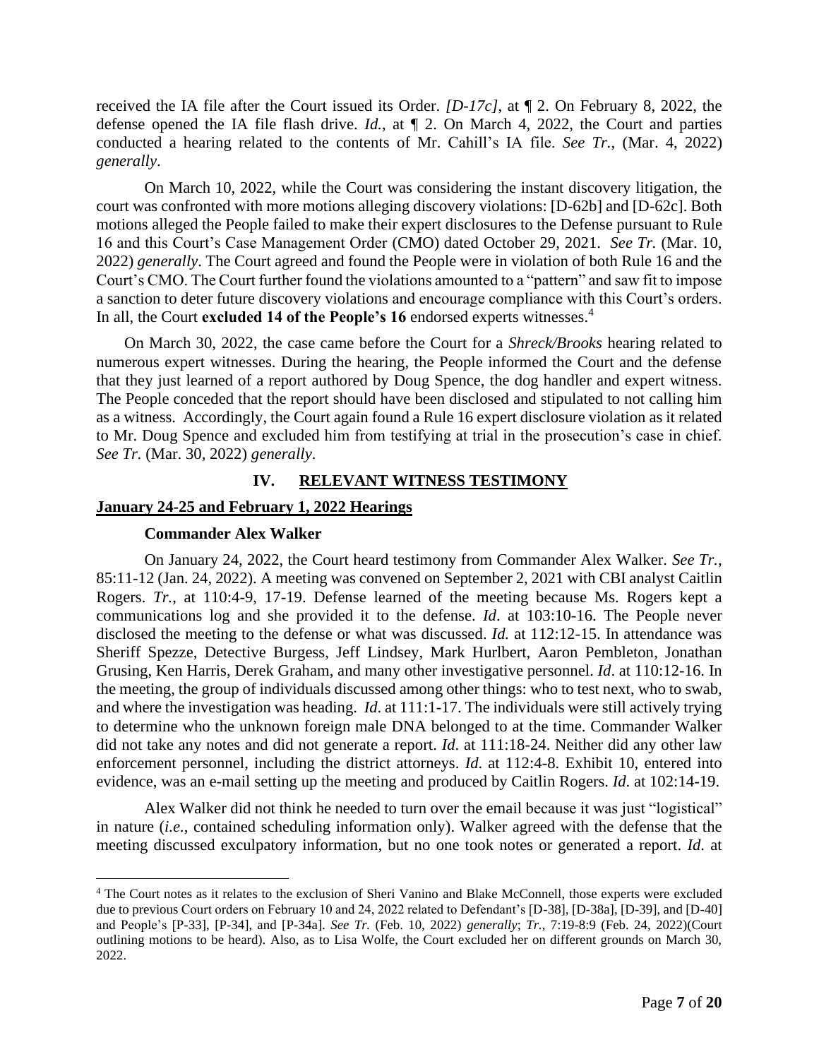received the IA file after the Court issued its Order. *[D-17c]*, at ¶ 2. On February 8, 2022, the defense opened the IA file flash drive. *Id.*, at ¶ 2. On March 4, 2022, the Court and parties conducted a hearing related to the contents of Mr. Cahill's IA file. *See Tr.*, (Mar. 4, 2022) *generally*.

On March 10, 2022, while the Court was considering the instant discovery litigation, the court was confronted with more motions alleging discovery violations: [D-62b] and [D-62c]. Both motions alleged the People failed to make their expert disclosures to the Defense pursuant to Rule 16 and this Court's Case Management Order (CMO) dated October 29, 2021. *See Tr.* (Mar. 10, 2022) *generally*. The Court agreed and found the People were in violation of both Rule 16 and the Court's CMO. The Court further found the violations amounted to a "pattern" and saw fit to impose a sanction to deter future discovery violations and encourage compliance with this Court's orders. In all, the Court **excluded 14 of the People's 16** endorsed experts witnesses.[4]

On March 30, 2022, the case came before the Court for a *Shreck/Brooks* hearing related to numerous expert witnesses. During the hearing, the People informed the Court and the defense that they just learned of a report authored by Doug Spence, the dog handler and expert witness. The People conceded that the report should have been disclosed and stipulated to not calling him as a witness. Accordingly, the Court again found a Rule 16 expert disclosure violation as it related to Mr. Doug Spence and excluded him from testifying at trial in the prosecution's case in chief. *See Tr.* (Mar. 30, 2022) *generally*.

## IV. RELEVANT WITNESS TESTIMONY

### January 24-25 and February 1, 2022 Hearings

#### Commander Alex Walker

On January 24, 2022, the Court heard testimony from Commander Alex Walker. *See Tr.*, 85:11-12 (Jan. 24, 2022). A meeting was convened on September 2, 2021 with CBI analyst Caitlin Rogers. *Tr.*, at 110:4-9, 17-19. Defense learned of the meeting because Ms. Rogers kept a communications log and she provided it to the defense. *Id*. at 103:10-16. The People never disclosed the meeting to the defense or what was discussed. *Id.* at 112:12-15. In attendance was Sheriff Spezze, Detective Burgess, Jeff Lindsey, Mark Hurlbert, Aaron Pembleton, Jonathan Grusing, Ken Harris, Derek Graham, and many other investigative personnel. *Id*. at 110:12-16. In the meeting, the group of individuals discussed among other things: who to test next, who to swab, and where the investigation was heading. *Id*. at 111:1-17. The individuals were still actively trying to determine who the unknown foreign male DNA belonged to at the time. Commander Walker did not take any notes and did not generate a report. *Id.* at 111:18-24. Neither did any other law enforcement personnel, including the district attorneys. *Id*. at 112:4-8. Exhibit 10, entered into evidence, was an e-mail setting up the meeting and produced by Caitlin Rogers. *Id*. at 102:14-19.

Alex Walker did not think he needed to turn over the email because it was just "logistical" in nature (*i.e.*, contained scheduling information only). Walker agreed with the defense that the meeting discussed exculpatory information, but no one took notes or generated a report. *Id*. at

---

[4] The Court notes as it relates to the exclusion of Sheri Vanino and Blake McConnell, those experts were excluded due to previous Court orders on February 10 and 24, 2022 related to Defendant's [D-38], [D-38a], [D-39], and [D-40] and People's [P-33], [P-34], and [P-34a]. *See Tr.* (Feb. 10, 2022) *generally*; *Tr.*, 7:19-8:9 (Feb. 24, 2022)(Court outlining motions to be heard). Also, as to Lisa Wolfe, the Court excluded her on different grounds on March 30, 2022.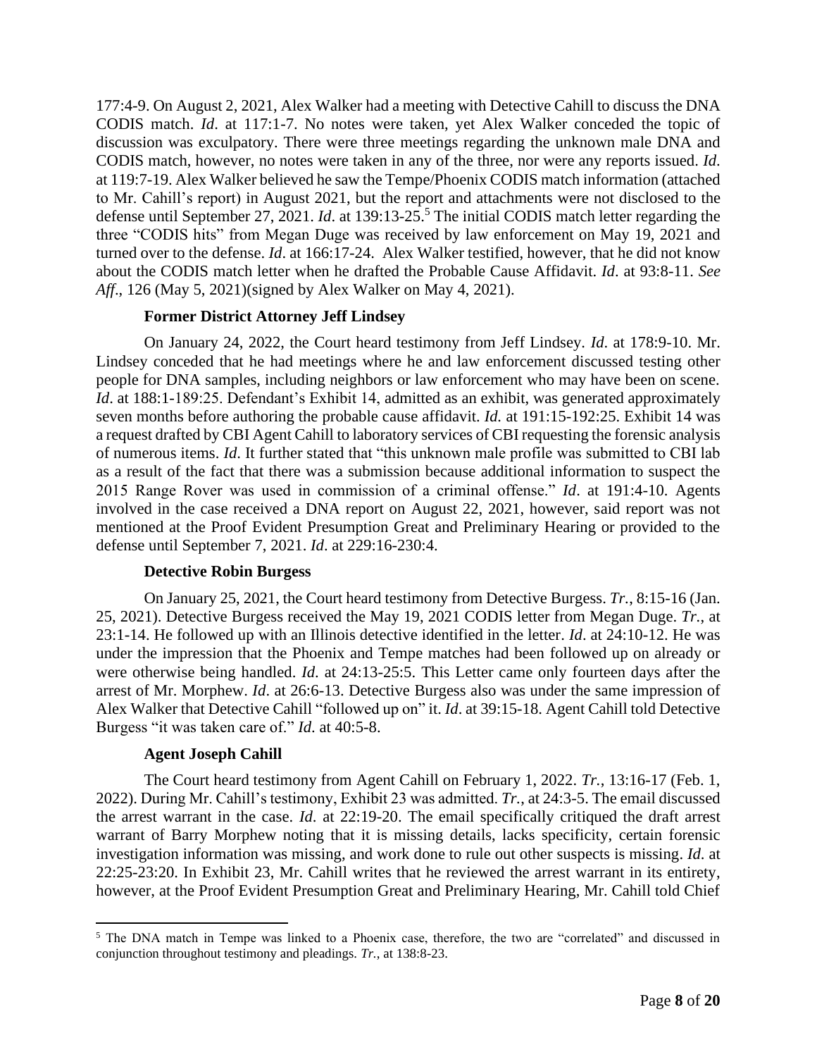177:4-9. On August 2, 2021, Alex Walker had a meeting with Detective Cahill to discuss the DNA CODIS match. *Id*. at 117:1-7. No notes were taken, yet Alex Walker conceded the topic of discussion was exculpatory. There were three meetings regarding the unknown male DNA and CODIS match, however, no notes were taken in any of the three, nor were any reports issued. *Id*. at 119:7-19. Alex Walker believed he saw the Tempe/Phoenix CODIS match information (attached to Mr. Cahill's report) in August 2021, but the report and attachments were not disclosed to the defense until September 27, 2021. *Id*. at 139:13-25.[5] The initial CODIS match letter regarding the three "CODIS hits" from Megan Duge was received by law enforcement on May 19, 2021 and turned over to the defense. *Id*. at 166:17-24. Alex Walker testified, however, that he did not know about the CODIS match letter when he drafted the Probable Cause Affidavit. *Id*. at 93:8-11. *See Aff*., 126 (May 5, 2021)(signed by Alex Walker on May 4, 2021).

**Former District Attorney Jeff Lindsey**

On January 24, 2022, the Court heard testimony from Jeff Lindsey. *Id*. at 178:9-10. Mr. Lindsey conceded that he had meetings where he and law enforcement discussed testing other people for DNA samples, including neighbors or law enforcement who may have been on scene. *Id*. at 188:1-189:25. Defendant's Exhibit 14, admitted as an exhibit, was generated approximately seven months before authoring the probable cause affidavit. *Id.* at 191:15-192:25. Exhibit 14 was a request drafted by CBI Agent Cahill to laboratory services of CBI requesting the forensic analysis of numerous items. *Id*. It further stated that "this unknown male profile was submitted to CBI lab as a result of the fact that there was a submission because additional information to suspect the 2015 Range Rover was used in commission of a criminal offense." *Id*. at 191:4-10. Agents involved in the case received a DNA report on August 22, 2021, however, said report was not mentioned at the Proof Evident Presumption Great and Preliminary Hearing or provided to the defense until September 7, 2021. *Id*. at 229:16-230:4.

**Detective Robin Burgess**

On January 25, 2021, the Court heard testimony from Detective Burgess. *Tr.*, 8:15-16 (Jan. 25, 2021). Detective Burgess received the May 19, 2021 CODIS letter from Megan Duge. *Tr.*, at 23:1-14. He followed up with an Illinois detective identified in the letter. *Id*. at 24:10-12. He was under the impression that the Phoenix and Tempe matches had been followed up on already or were otherwise being handled. *Id.* at 24:13-25:5. This Letter came only fourteen days after the arrest of Mr. Morphew. *Id*. at 26:6-13. Detective Burgess also was under the same impression of Alex Walker that Detective Cahill "followed up on" it. *Id*. at 39:15-18. Agent Cahill told Detective Burgess "it was taken care of." *Id*. at 40:5-8.

**Agent Joseph Cahill**

The Court heard testimony from Agent Cahill on February 1, 2022. *Tr.*, 13:16-17 (Feb. 1, 2022). During Mr. Cahill's testimony, Exhibit 23 was admitted. *Tr.*, at 24:3-5. The email discussed the arrest warrant in the case. *Id*. at 22:19-20. The email specifically critiqued the draft arrest warrant of Barry Morphew noting that it is missing details, lacks specificity, certain forensic investigation information was missing, and work done to rule out other suspects is missing. *Id*. at 22:25-23:20. In Exhibit 23, Mr. Cahill writes that he reviewed the arrest warrant in its entirety, however, at the Proof Evident Presumption Great and Preliminary Hearing, Mr. Cahill told Chief

[5] The DNA match in Tempe was linked to a Phoenix case, therefore, the two are "correlated" and discussed in conjunction throughout testimony and pleadings. *Tr.*, at 138:8-23.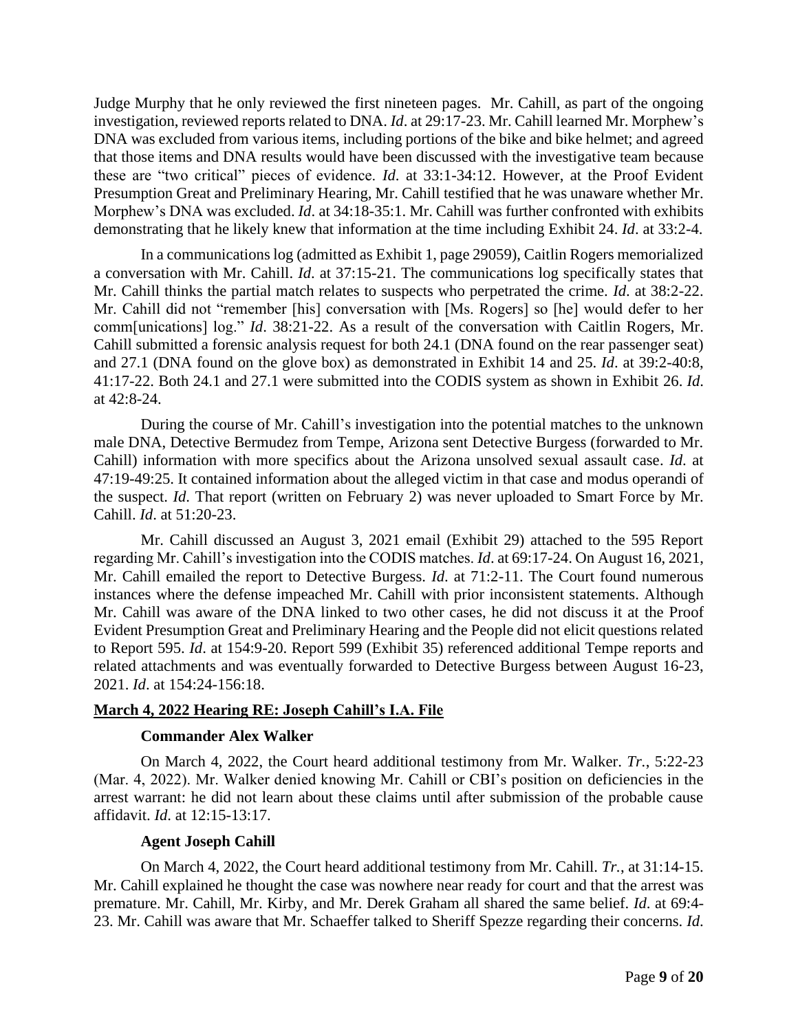Judge Murphy that he only reviewed the first nineteen pages. Mr. Cahill, as part of the ongoing investigation, reviewed reports related to DNA. *Id*. at 29:17-23. Mr. Cahill learned Mr. Morphew's DNA was excluded from various items, including portions of the bike and bike helmet; and agreed that those items and DNA results would have been discussed with the investigative team because these are "two critical" pieces of evidence. *Id*. at 33:1-34:12. However, at the Proof Evident Presumption Great and Preliminary Hearing, Mr. Cahill testified that he was unaware whether Mr. Morphew's DNA was excluded. *Id*. at 34:18-35:1. Mr. Cahill was further confronted with exhibits demonstrating that he likely knew that information at the time including Exhibit 24. *Id*. at 33:2-4.

In a communications log (admitted as Exhibit 1, page 29059), Caitlin Rogers memorialized a conversation with Mr. Cahill. *Id*. at 37:15-21. The communications log specifically states that Mr. Cahill thinks the partial match relates to suspects who perpetrated the crime. *Id*. at 38:2-22. Mr. Cahill did not "remember [his] conversation with [Ms. Rogers] so [he] would defer to her comm[unications] log." *Id*. 38:21-22. As a result of the conversation with Caitlin Rogers, Mr. Cahill submitted a forensic analysis request for both 24.1 (DNA found on the rear passenger seat) and 27.1 (DNA found on the glove box) as demonstrated in Exhibit 14 and 25. *Id*. at 39:2-40:8, 41:17-22. Both 24.1 and 27.1 were submitted into the CODIS system as shown in Exhibit 26. *Id*. at 42:8-24.

During the course of Mr. Cahill's investigation into the potential matches to the unknown male DNA, Detective Bermudez from Tempe, Arizona sent Detective Burgess (forwarded to Mr. Cahill) information with more specifics about the Arizona unsolved sexual assault case. *Id*. at 47:19-49:25. It contained information about the alleged victim in that case and modus operandi of the suspect. *Id*. That report (written on February 2) was never uploaded to Smart Force by Mr. Cahill. *Id*. at 51:20-23.

Mr. Cahill discussed an August 3, 2021 email (Exhibit 29) attached to the 595 Report regarding Mr. Cahill's investigation into the CODIS matches. *Id*. at 69:17-24. On August 16, 2021, Mr. Cahill emailed the report to Detective Burgess. *Id*. at 71:2-11. The Court found numerous instances where the defense impeached Mr. Cahill with prior inconsistent statements. Although Mr. Cahill was aware of the DNA linked to two other cases, he did not discuss it at the Proof Evident Presumption Great and Preliminary Hearing and the People did not elicit questions related to Report 595. *Id*. at 154:9-20. Report 599 (Exhibit 35) referenced additional Tempe reports and related attachments and was eventually forwarded to Detective Burgess between August 16-23, 2021. *Id*. at 154:24-156:18.

**<u>March 4, 2022 Hearing RE: Joseph Cahill's I.A. File</u>**

**Commander Alex Walker**

On March 4, 2022, the Court heard additional testimony from Mr. Walker. *Tr.*, 5:22-23 (Mar. 4, 2022). Mr. Walker denied knowing Mr. Cahill or CBI's position on deficiencies in the arrest warrant: he did not learn about these claims until after submission of the probable cause affidavit. *Id*. at 12:15-13:17.

**Agent Joseph Cahill**

On March 4, 2022, the Court heard additional testimony from Mr. Cahill. *Tr.*, at 31:14-15. Mr. Cahill explained he thought the case was nowhere near ready for court and that the arrest was premature. Mr. Cahill, Mr. Kirby, and Mr. Derek Graham all shared the same belief. *Id*. at 69:4-23. Mr. Cahill was aware that Mr. Schaeffer talked to Sheriff Spezze regarding their concerns. *Id*.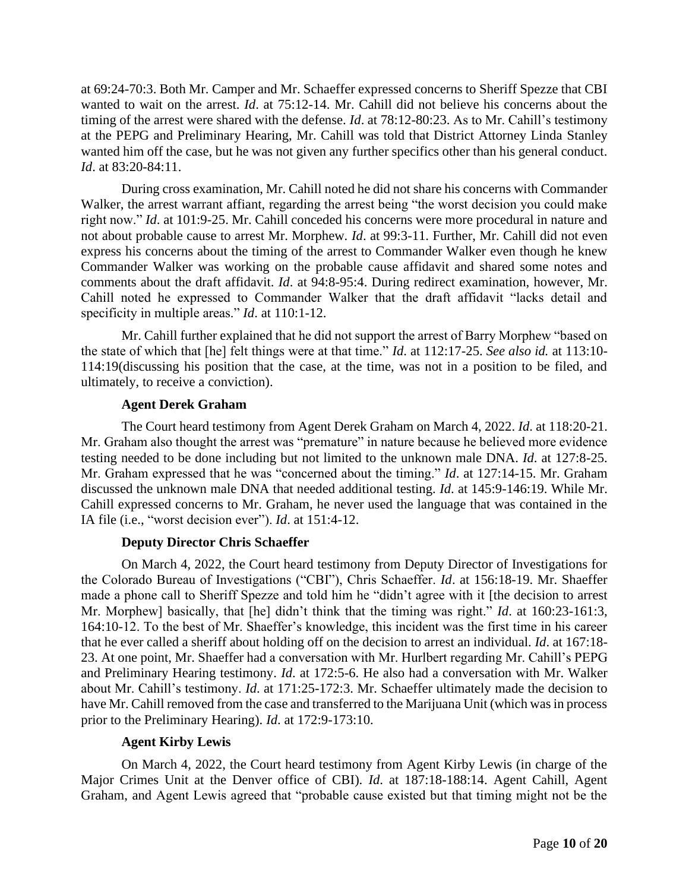at 69:24-70:3. Both Mr. Camper and Mr. Schaeffer expressed concerns to Sheriff Spezze that CBI wanted to wait on the arrest. *Id*. at 75:12-14. Mr. Cahill did not believe his concerns about the timing of the arrest were shared with the defense. *Id*. at 78:12-80:23. As to Mr. Cahill's testimony at the PEPG and Preliminary Hearing, Mr. Cahill was told that District Attorney Linda Stanley wanted him off the case, but he was not given any further specifics other than his general conduct. *Id*. at 83:20-84:11.

During cross examination, Mr. Cahill noted he did not share his concerns with Commander Walker, the arrest warrant affiant, regarding the arrest being "the worst decision you could make right now." *Id.* at 101:9-25. Mr. Cahill conceded his concerns were more procedural in nature and not about probable cause to arrest Mr. Morphew. *Id*. at 99:3-11. Further, Mr. Cahill did not even express his concerns about the timing of the arrest to Commander Walker even though he knew Commander Walker was working on the probable cause affidavit and shared some notes and comments about the draft affidavit. *Id*. at 94:8-95:4. During redirect examination, however, Mr. Cahill noted he expressed to Commander Walker that the draft affidavit "lacks detail and specificity in multiple areas." *Id*. at 110:1-12.

Mr. Cahill further explained that he did not support the arrest of Barry Morphew "based on the state of which that [he] felt things were at that time." *Id*. at 112:17-25. *See also id.* at 113:10-114:19(discussing his position that the case, at the time, was not in a position to be filed, and ultimately, to receive a conviction).

**Agent Derek Graham**

The Court heard testimony from Agent Derek Graham on March 4, 2022. *Id*. at 118:20-21. Mr. Graham also thought the arrest was "premature" in nature because he believed more evidence testing needed to be done including but not limited to the unknown male DNA. *Id*. at 127:8-25. Mr. Graham expressed that he was "concerned about the timing." *Id*. at 127:14-15. Mr. Graham discussed the unknown male DNA that needed additional testing. *Id*. at 145:9-146:19. While Mr. Cahill expressed concerns to Mr. Graham, he never used the language that was contained in the IA file (i.e., "worst decision ever"). *Id*. at 151:4-12.

**Deputy Director Chris Schaeffer**

On March 4, 2022, the Court heard testimony from Deputy Director of Investigations for the Colorado Bureau of Investigations ("CBI"), Chris Schaeffer. *Id*. at 156:18-19. Mr. Shaeffer made a phone call to Sheriff Spezze and told him he "didn't agree with it [the decision to arrest Mr. Morphew] basically, that [he] didn't think that the timing was right." *Id*. at 160:23-161:3, 164:10-12. To the best of Mr. Shaeffer's knowledge, this incident was the first time in his career that he ever called a sheriff about holding off on the decision to arrest an individual. *Id*. at 167:18-23. At one point, Mr. Shaeffer had a conversation with Mr. Hurlbert regarding Mr. Cahill's PEPG and Preliminary Hearing testimony. *Id*. at 172:5-6. He also had a conversation with Mr. Walker about Mr. Cahill's testimony. *Id*. at 171:25-172:3. Mr. Schaeffer ultimately made the decision to have Mr. Cahill removed from the case and transferred to the Marijuana Unit (which was in process prior to the Preliminary Hearing). *Id*. at 172:9-173:10.

**Agent Kirby Lewis**

On March 4, 2022, the Court heard testimony from Agent Kirby Lewis (in charge of the Major Crimes Unit at the Denver office of CBI). *Id*. at 187:18-188:14. Agent Cahill, Agent Graham, and Agent Lewis agreed that "probable cause existed but that timing might not be the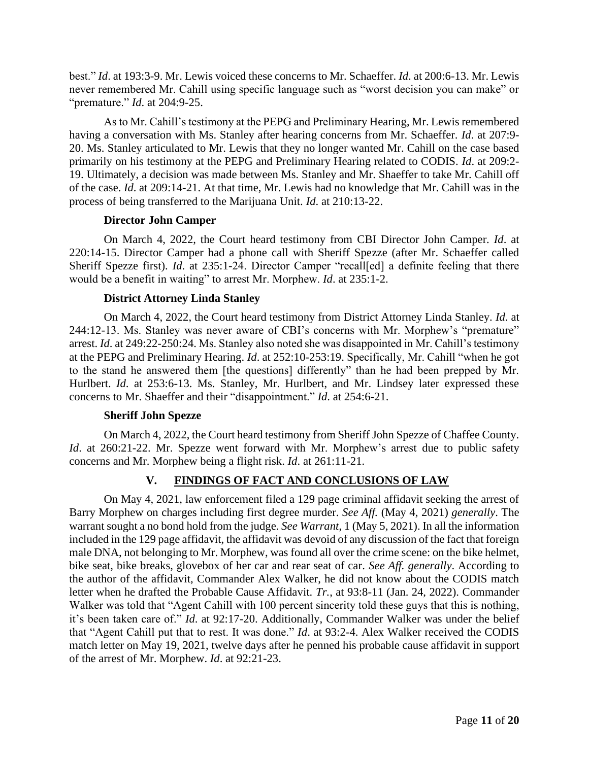best." *Id*. at 193:3-9. Mr. Lewis voiced these concerns to Mr. Schaeffer. *Id*. at 200:6-13. Mr. Lewis never remembered Mr. Cahill using specific language such as "worst decision you can make" or "premature." *Id*. at 204:9-25.

As to Mr. Cahill's testimony at the PEPG and Preliminary Hearing, Mr. Lewis remembered having a conversation with Ms. Stanley after hearing concerns from Mr. Schaeffer. *Id*. at 207:9-20. Ms. Stanley articulated to Mr. Lewis that they no longer wanted Mr. Cahill on the case based primarily on his testimony at the PEPG and Preliminary Hearing related to CODIS. *Id*. at 209:2-19. Ultimately, a decision was made between Ms. Stanley and Mr. Shaeffer to take Mr. Cahill off of the case. *Id*. at 209:14-21. At that time, Mr. Lewis had no knowledge that Mr. Cahill was in the process of being transferred to the Marijuana Unit. *Id*. at 210:13-22.

**Director John Camper**

On March 4, 2022, the Court heard testimony from CBI Director John Camper. *Id*. at 220:14-15. Director Camper had a phone call with Sheriff Spezze (after Mr. Schaeffer called Sheriff Spezze first). *Id*. at 235:1-24. Director Camper "recall[ed] a definite feeling that there would be a benefit in waiting" to arrest Mr. Morphew. *Id*. at 235:1-2.

**District Attorney Linda Stanley**

On March 4, 2022, the Court heard testimony from District Attorney Linda Stanley. *Id*. at 244:12-13. Ms. Stanley was never aware of CBI's concerns with Mr. Morphew's "premature" arrest. *Id*. at 249:22-250:24. Ms. Stanley also noted she was disappointed in Mr. Cahill's testimony at the PEPG and Preliminary Hearing. *Id*. at 252:10-253:19. Specifically, Mr. Cahill "when he got to the stand he answered them [the questions] differently" than he had been prepped by Mr. Hurlbert. *Id*. at 253:6-13. Ms. Stanley, Mr. Hurlbert, and Mr. Lindsey later expressed these concerns to Mr. Shaeffer and their "disappointment." *Id*. at 254:6-21.

**Sheriff John Spezze**

On March 4, 2022, the Court heard testimony from Sheriff John Spezze of Chaffee County. *Id*. at 260:21-22. Mr. Spezze went forward with Mr. Morphew's arrest due to public safety concerns and Mr. Morphew being a flight risk. *Id*. at 261:11-21.

## V. FINDINGS OF FACT AND CONCLUSIONS OF LAW

On May 4, 2021, law enforcement filed a 129 page criminal affidavit seeking the arrest of Barry Morphew on charges including first degree murder. *See Aff.* (May 4, 2021) *generally*. The warrant sought a no bond hold from the judge. *See Warrant*, 1 (May 5, 2021). In all the information included in the 129 page affidavit, the affidavit was devoid of any discussion of the fact that foreign male DNA, not belonging to Mr. Morphew, was found all over the crime scene: on the bike helmet, bike seat, bike breaks, glovebox of her car and rear seat of car. *See Aff. generally*. According to the author of the affidavit, Commander Alex Walker, he did not know about the CODIS match letter when he drafted the Probable Cause Affidavit. *Tr.*, at 93:8-11 (Jan. 24, 2022). Commander Walker was told that "Agent Cahill with 100 percent sincerity told these guys that this is nothing, it's been taken care of." *Id*. at 92:17-20. Additionally, Commander Walker was under the belief that "Agent Cahill put that to rest. It was done." *Id*. at 93:2-4. Alex Walker received the CODIS match letter on May 19, 2021, twelve days after he penned his probable cause affidavit in support of the arrest of Mr. Morphew. *Id*. at 92:21-23.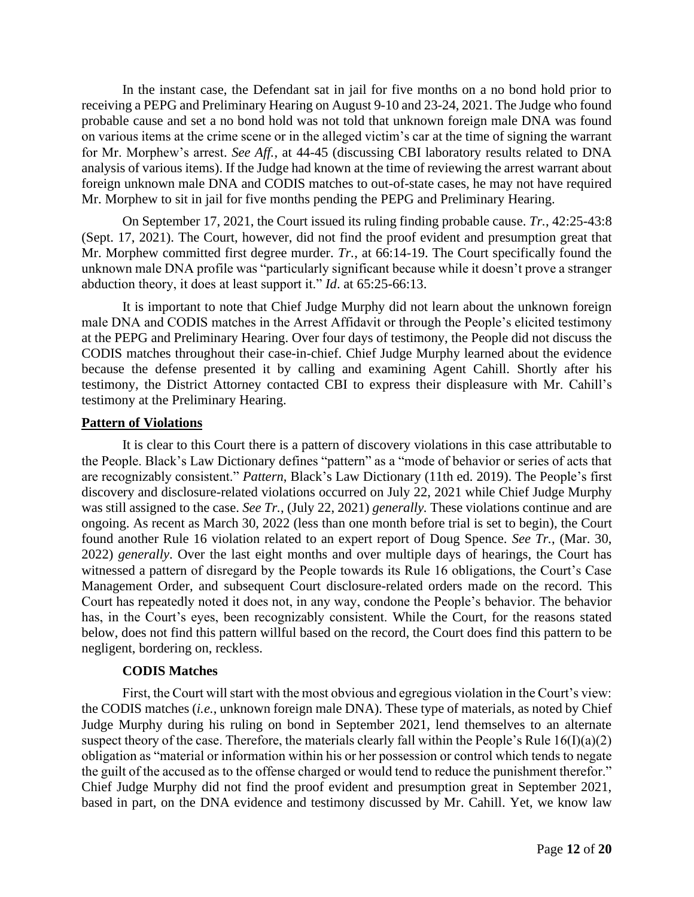In the instant case, the Defendant sat in jail for five months on a no bond hold prior to receiving a PEPG and Preliminary Hearing on August 9-10 and 23-24, 2021. The Judge who found probable cause and set a no bond hold was not told that unknown foreign male DNA was found on various items at the crime scene or in the alleged victim's car at the time of signing the warrant for Mr. Morphew's arrest. *See Aff.*, at 44-45 (discussing CBI laboratory results related to DNA analysis of various items). If the Judge had known at the time of reviewing the arrest warrant about foreign unknown male DNA and CODIS matches to out-of-state cases, he may not have required Mr. Morphew to sit in jail for five months pending the PEPG and Preliminary Hearing.

On September 17, 2021, the Court issued its ruling finding probable cause. *Tr.*, 42:25-43:8 (Sept. 17, 2021). The Court, however, did not find the proof evident and presumption great that Mr. Morphew committed first degree murder. *Tr.*, at 66:14-19. The Court specifically found the unknown male DNA profile was "particularly significant because while it doesn't prove a stranger abduction theory, it does at least support it." *Id*. at 65:25-66:13.

It is important to note that Chief Judge Murphy did not learn about the unknown foreign male DNA and CODIS matches in the Arrest Affidavit or through the People's elicited testimony at the PEPG and Preliminary Hearing. Over four days of testimony, the People did not discuss the CODIS matches throughout their case-in-chief. Chief Judge Murphy learned about the evidence because the defense presented it by calling and examining Agent Cahill. Shortly after his testimony, the District Attorney contacted CBI to express their displeasure with Mr. Cahill's testimony at the Preliminary Hearing.

**Pattern of Violations**

It is clear to this Court there is a pattern of discovery violations in this case attributable to the People. Black's Law Dictionary defines "pattern" as a "mode of behavior or series of acts that are recognizably consistent." *Pattern*, Black's Law Dictionary (11th ed. 2019). The People's first discovery and disclosure-related violations occurred on July 22, 2021 while Chief Judge Murphy was still assigned to the case. *See Tr.*, (July 22, 2021) *generally*. These violations continue and are ongoing. As recent as March 30, 2022 (less than one month before trial is set to begin), the Court found another Rule 16 violation related to an expert report of Doug Spence. *See Tr.*, (Mar. 30, 2022) *generally*. Over the last eight months and over multiple days of hearings, the Court has witnessed a pattern of disregard by the People towards its Rule 16 obligations, the Court's Case Management Order, and subsequent Court disclosure-related orders made on the record. This Court has repeatedly noted it does not, in any way, condone the People's behavior. The behavior has, in the Court's eyes, been recognizably consistent. While the Court, for the reasons stated below, does not find this pattern willful based on the record, the Court does find this pattern to be negligent, bordering on, reckless.

**CODIS Matches**

First, the Court will start with the most obvious and egregious violation in the Court's view: the CODIS matches (*i.e.*, unknown foreign male DNA). These type of materials, as noted by Chief Judge Murphy during his ruling on bond in September 2021, lend themselves to an alternate suspect theory of the case. Therefore, the materials clearly fall within the People's Rule 16(I)(a)(2) obligation as "material or information within his or her possession or control which tends to negate the guilt of the accused as to the offense charged or would tend to reduce the punishment therefor." Chief Judge Murphy did not find the proof evident and presumption great in September 2021, based in part, on the DNA evidence and testimony discussed by Mr. Cahill. Yet, we know law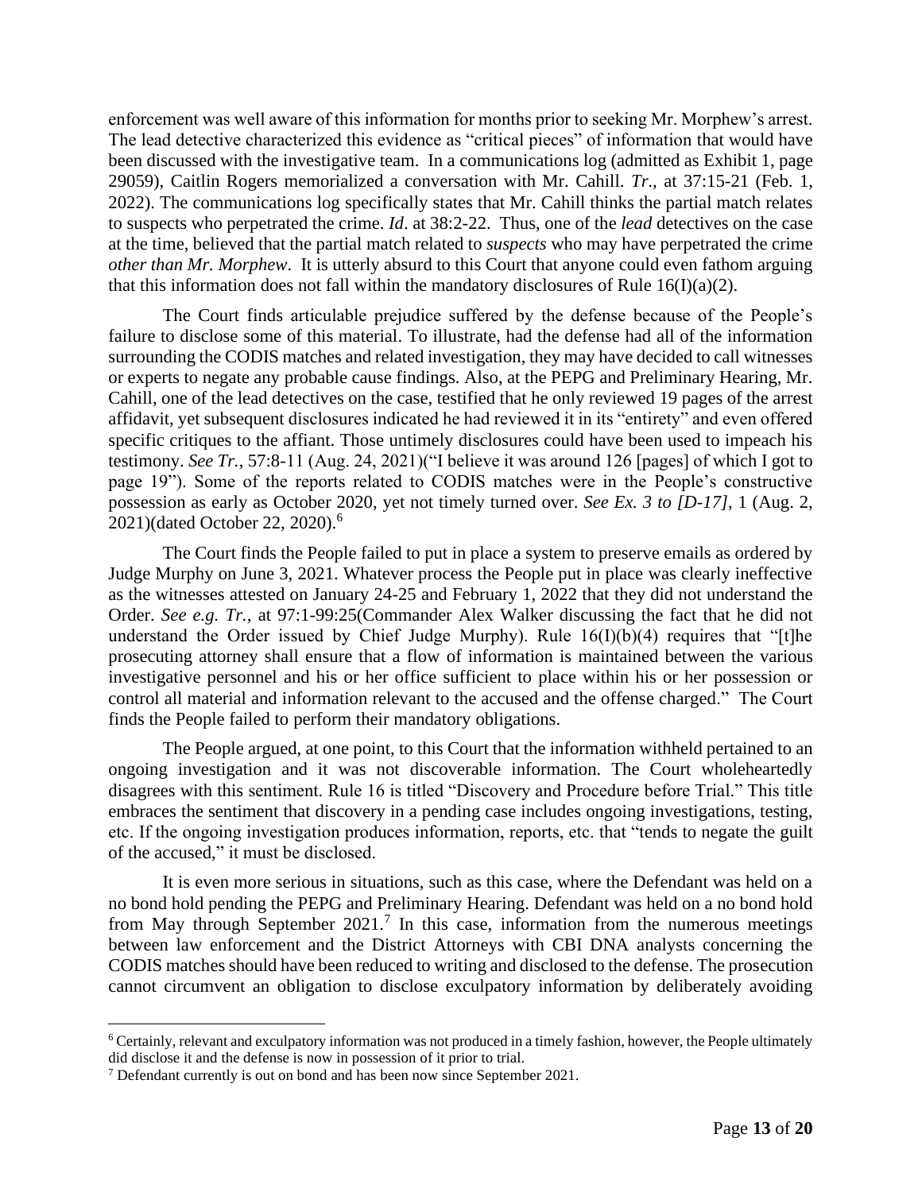enforcement was well aware of this information for months prior to seeking Mr. Morphew's arrest. The lead detective characterized this evidence as "critical pieces" of information that would have been discussed with the investigative team. In a communications log (admitted as Exhibit 1, page 29059), Caitlin Rogers memorialized a conversation with Mr. Cahill. *Tr.*, at 37:15-21 (Feb. 1, 2022). The communications log specifically states that Mr. Cahill thinks the partial match relates to suspects who perpetrated the crime. *Id*. at 38:2-22. Thus, one of the *lead* detectives on the case at the time, believed that the partial match related to *suspects* who may have perpetrated the crime *other than Mr. Morphew*. It is utterly absurd to this Court that anyone could even fathom arguing that this information does not fall within the mandatory disclosures of Rule 16(I)(a)(2).

The Court finds articulable prejudice suffered by the defense because of the People's failure to disclose some of this material. To illustrate, had the defense had all of the information surrounding the CODIS matches and related investigation, they may have decided to call witnesses or experts to negate any probable cause findings. Also, at the PEPG and Preliminary Hearing, Mr. Cahill, one of the lead detectives on the case, testified that he only reviewed 19 pages of the arrest affidavit, yet subsequent disclosures indicated he had reviewed it in its "entirety" and even offered specific critiques to the affiant. Those untimely disclosures could have been used to impeach his testimony. *See Tr.*, 57:8-11 (Aug. 24, 2021)("I believe it was around 126 [pages] of which I got to page 19"). Some of the reports related to CODIS matches were in the People's constructive possession as early as October 2020, yet not timely turned over. *See Ex. 3 to [D-17]*, 1 (Aug. 2, 2021)(dated October 22, 2020).[6]

The Court finds the People failed to put in place a system to preserve emails as ordered by Judge Murphy on June 3, 2021. Whatever process the People put in place was clearly ineffective as the witnesses attested on January 24-25 and February 1, 2022 that they did not understand the Order. *See e.g. Tr.*, at 97:1-99:25(Commander Alex Walker discussing the fact that he did not understand the Order issued by Chief Judge Murphy). Rule 16(I)(b)(4) requires that "[t]he prosecuting attorney shall ensure that a flow of information is maintained between the various investigative personnel and his or her office sufficient to place within his or her possession or control all material and information relevant to the accused and the offense charged." The Court finds the People failed to perform their mandatory obligations.

The People argued, at one point, to this Court that the information withheld pertained to an ongoing investigation and it was not discoverable information. The Court wholeheartedly disagrees with this sentiment. Rule 16 is titled "Discovery and Procedure before Trial." This title embraces the sentiment that discovery in a pending case includes ongoing investigations, testing, etc. If the ongoing investigation produces information, reports, etc. that "tends to negate the guilt of the accused," it must be disclosed.

It is even more serious in situations, such as this case, where the Defendant was held on a no bond hold pending the PEPG and Preliminary Hearing. Defendant was held on a no bond hold from May through September 2021.[7] In this case, information from the numerous meetings between law enforcement and the District Attorneys with CBI DNA analysts concerning the CODIS matches should have been reduced to writing and disclosed to the defense. The prosecution cannot circumvent an obligation to disclose exculpatory information by deliberately avoiding

---

[6] Certainly, relevant and exculpatory information was not produced in a timely fashion, however, the People ultimately did disclose it and the defense is now in possession of it prior to trial.

[7] Defendant currently is out on bond and has been now since September 2021.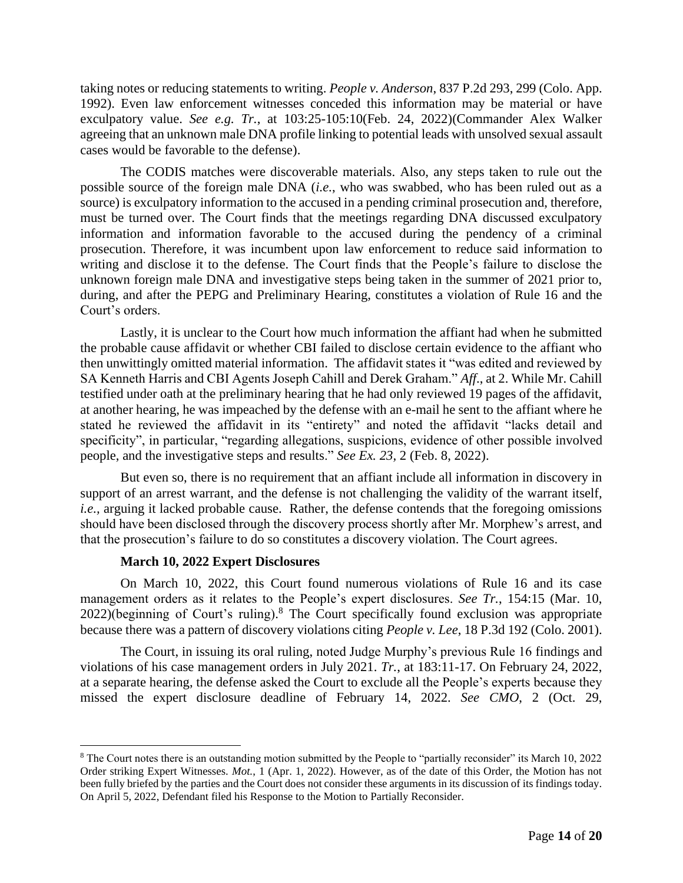taking notes or reducing statements to writing. *People v. Anderson*, 837 P.2d 293, 299 (Colo. App. 1992). Even law enforcement witnesses conceded this information may be material or have exculpatory value. *See e.g. Tr.*, at 103:25-105:10(Feb. 24, 2022)(Commander Alex Walker agreeing that an unknown male DNA profile linking to potential leads with unsolved sexual assault cases would be favorable to the defense).

The CODIS matches were discoverable materials. Also, any steps taken to rule out the possible source of the foreign male DNA (*i.e.*, who was swabbed, who has been ruled out as a source) is exculpatory information to the accused in a pending criminal prosecution and, therefore, must be turned over. The Court finds that the meetings regarding DNA discussed exculpatory information and information favorable to the accused during the pendency of a criminal prosecution. Therefore, it was incumbent upon law enforcement to reduce said information to writing and disclose it to the defense. The Court finds that the People's failure to disclose the unknown foreign male DNA and investigative steps being taken in the summer of 2021 prior to, during, and after the PEPG and Preliminary Hearing, constitutes a violation of Rule 16 and the Court's orders.

Lastly, it is unclear to the Court how much information the affiant had when he submitted the probable cause affidavit or whether CBI failed to disclose certain evidence to the affiant who then unwittingly omitted material information. The affidavit states it "was edited and reviewed by SA Kenneth Harris and CBI Agents Joseph Cahill and Derek Graham." *Aff.*, at 2. While Mr. Cahill testified under oath at the preliminary hearing that he had only reviewed 19 pages of the affidavit, at another hearing, he was impeached by the defense with an e-mail he sent to the affiant where he stated he reviewed the affidavit in its "entirety" and noted the affidavit "lacks detail and specificity", in particular, "regarding allegations, suspicions, evidence of other possible involved people, and the investigative steps and results." *See Ex. 23*, 2 (Feb. 8, 2022).

But even so, there is no requirement that an affiant include all information in discovery in support of an arrest warrant, and the defense is not challenging the validity of the warrant itself, *i.e.*, arguing it lacked probable cause. Rather, the defense contends that the foregoing omissions should have been disclosed through the discovery process shortly after Mr. Morphew's arrest, and that the prosecution's failure to do so constitutes a discovery violation. The Court agrees.

**March 10, 2022 Expert Disclosures**

On March 10, 2022, this Court found numerous violations of Rule 16 and its case management orders as it relates to the People's expert disclosures. *See Tr.*, 154:15 (Mar. 10, 2022)(beginning of Court's ruling).[8] The Court specifically found exclusion was appropriate because there was a pattern of discovery violations citing *People v. Lee*, 18 P.3d 192 (Colo. 2001).

The Court, in issuing its oral ruling, noted Judge Murphy's previous Rule 16 findings and violations of his case management orders in July 2021. *Tr.*, at 183:11-17. On February 24, 2022, at a separate hearing, the defense asked the Court to exclude all the People's experts because they missed the expert disclosure deadline of February 14, 2022. *See CMO*, 2 (Oct. 29,

[8] The Court notes there is an outstanding motion submitted by the People to "partially reconsider" its March 10, 2022 Order striking Expert Witnesses. *Mot.*, 1 (Apr. 1, 2022). However, as of the date of this Order, the Motion has not been fully briefed by the parties and the Court does not consider these arguments in its discussion of its findings today. On April 5, 2022, Defendant filed his Response to the Motion to Partially Reconsider.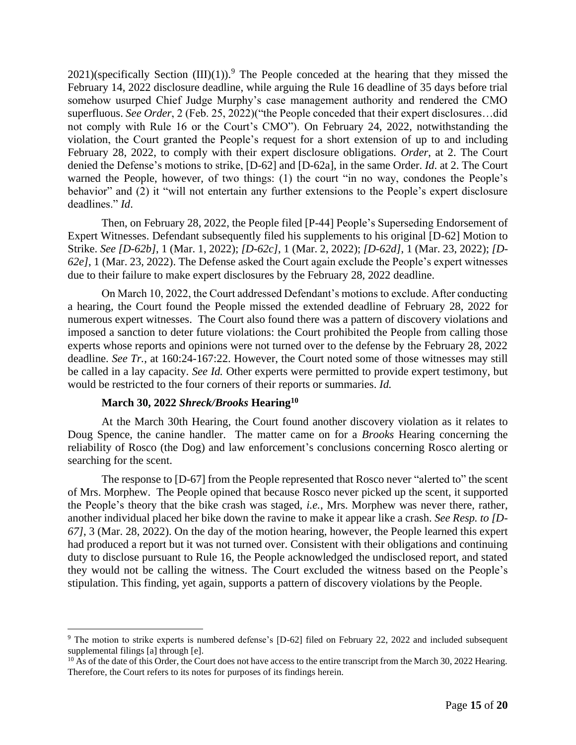2021)(specifically Section (III)(1)).[9] The People conceded at the hearing that they missed the February 14, 2022 disclosure deadline, while arguing the Rule 16 deadline of 35 days before trial somehow usurped Chief Judge Murphy's case management authority and rendered the CMO superfluous. *See Order*, 2 (Feb. 25, 2022)("the People conceded that their expert disclosures…did not comply with Rule 16 or the Court's CMO"). On February 24, 2022, notwithstanding the violation, the Court granted the People's request for a short extension of up to and including February 28, 2022, to comply with their expert disclosure obligations. *Order*, at 2. The Court denied the Defense's motions to strike, [D-62] and [D-62a], in the same Order. *Id*. at 2. The Court warned the People, however, of two things: (1) the court "in no way, condones the People's behavior" and (2) it "will not entertain any further extensions to the People's expert disclosure deadlines." *Id*.

Then, on February 28, 2022, the People filed [P-44] People's Superseding Endorsement of Expert Witnesses. Defendant subsequently filed his supplements to his original [D-62] Motion to Strike. *See [D-62b]*, 1 (Mar. 1, 2022); *[D-62c]*, 1 (Mar. 2, 2022); *[D-62d]*, 1 (Mar. 23, 2022); *[D-62e]*, 1 (Mar. 23, 2022). The Defense asked the Court again exclude the People's expert witnesses due to their failure to make expert disclosures by the February 28, 2022 deadline.

On March 10, 2022, the Court addressed Defendant's motions to exclude. After conducting a hearing, the Court found the People missed the extended deadline of February 28, 2022 for numerous expert witnesses. The Court also found there was a pattern of discovery violations and imposed a sanction to deter future violations: the Court prohibited the People from calling those experts whose reports and opinions were not turned over to the defense by the February 28, 2022 deadline. *See Tr.*, at 160:24-167:22. However, the Court noted some of those witnesses may still be called in a lay capacity. *See Id.* Other experts were permitted to provide expert testimony, but would be restricted to the four corners of their reports or summaries. *Id.*

**March 30, 2022 *Shreck/Brooks* Hearing[10]**

At the March 30th Hearing, the Court found another discovery violation as it relates to Doug Spence, the canine handler. The matter came on for a *Brooks* Hearing concerning the reliability of Rosco (the Dog) and law enforcement's conclusions concerning Rosco alerting or searching for the scent.

The response to [D-67] from the People represented that Rosco never "alerted to" the scent of Mrs. Morphew. The People opined that because Rosco never picked up the scent, it supported the People's theory that the bike crash was staged, *i.e.*, Mrs. Morphew was never there, rather, another individual placed her bike down the ravine to make it appear like a crash. *See Resp. to [D-67]*, 3 (Mar. 28, 2022). On the day of the motion hearing, however, the People learned this expert had produced a report but it was not turned over. Consistent with their obligations and continuing duty to disclose pursuant to Rule 16, the People acknowledged the undisclosed report, and stated they would not be calling the witness. The Court excluded the witness based on the People's stipulation. This finding, yet again, supports a pattern of discovery violations by the People.

---

[9] The motion to strike experts is numbered defense's [D-62] filed on February 22, 2022 and included subsequent supplemental filings [a] through [e].

[10] As of the date of this Order, the Court does not have access to the entire transcript from the March 30, 2022 Hearing. Therefore, the Court refers to its notes for purposes of its findings herein.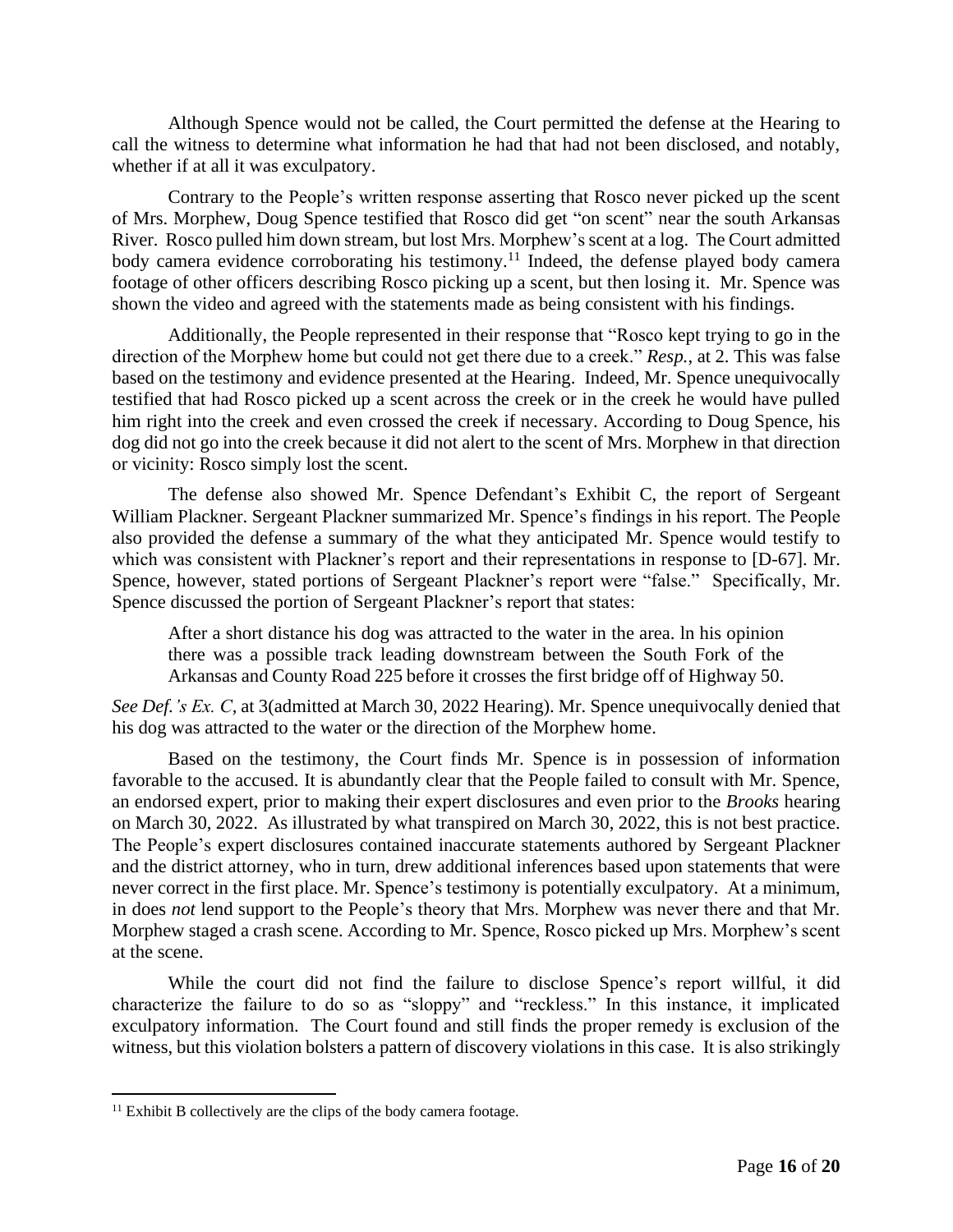Although Spence would not be called, the Court permitted the defense at the Hearing to call the witness to determine what information he had that had not been disclosed, and notably, whether if at all it was exculpatory.

Contrary to the People's written response asserting that Rosco never picked up the scent of Mrs. Morphew, Doug Spence testified that Rosco did get "on scent" near the south Arkansas River. Rosco pulled him down stream, but lost Mrs. Morphew's scent at a log. The Court admitted body camera evidence corroborating his testimony.[11] Indeed, the defense played body camera footage of other officers describing Rosco picking up a scent, but then losing it. Mr. Spence was shown the video and agreed with the statements made as being consistent with his findings.

Additionally, the People represented in their response that "Rosco kept trying to go in the direction of the Morphew home but could not get there due to a creek." *Resp.*, at 2. This was false based on the testimony and evidence presented at the Hearing. Indeed, Mr. Spence unequivocally testified that had Rosco picked up a scent across the creek or in the creek he would have pulled him right into the creek and even crossed the creek if necessary. According to Doug Spence, his dog did not go into the creek because it did not alert to the scent of Mrs. Morphew in that direction or vicinity: Rosco simply lost the scent.

The defense also showed Mr. Spence Defendant's Exhibit C, the report of Sergeant William Plackner. Sergeant Plackner summarized Mr. Spence's findings in his report. The People also provided the defense a summary of the what they anticipated Mr. Spence would testify to which was consistent with Plackner's report and their representations in response to [D-67]. Mr. Spence, however, stated portions of Sergeant Plackner's report were "false." Specifically, Mr. Spence discussed the portion of Sergeant Plackner's report that states:

> After a short distance his dog was attracted to the water in the area. ln his opinion there was a possible track leading downstream between the South Fork of the Arkansas and County Road 225 before it crosses the first bridge off of Highway 50.

*See Def.'s Ex. C*, at 3(admitted at March 30, 2022 Hearing). Mr. Spence unequivocally denied that his dog was attracted to the water or the direction of the Morphew home.

Based on the testimony, the Court finds Mr. Spence is in possession of information favorable to the accused. It is abundantly clear that the People failed to consult with Mr. Spence, an endorsed expert, prior to making their expert disclosures and even prior to the *Brooks* hearing on March 30, 2022. As illustrated by what transpired on March 30, 2022, this is not best practice. The People's expert disclosures contained inaccurate statements authored by Sergeant Plackner and the district attorney, who in turn, drew additional inferences based upon statements that were never correct in the first place. Mr. Spence's testimony is potentially exculpatory. At a minimum, in does *not* lend support to the People's theory that Mrs. Morphew was never there and that Mr. Morphew staged a crash scene. According to Mr. Spence, Rosco picked up Mrs. Morphew's scent at the scene.

While the court did not find the failure to disclose Spence's report willful, it did characterize the failure to do so as "sloppy" and "reckless." In this instance, it implicated exculpatory information. The Court found and still finds the proper remedy is exclusion of the witness, but this violation bolsters a pattern of discovery violations in this case. It is also strikingly

[11] Exhibit B collectively are the clips of the body camera footage.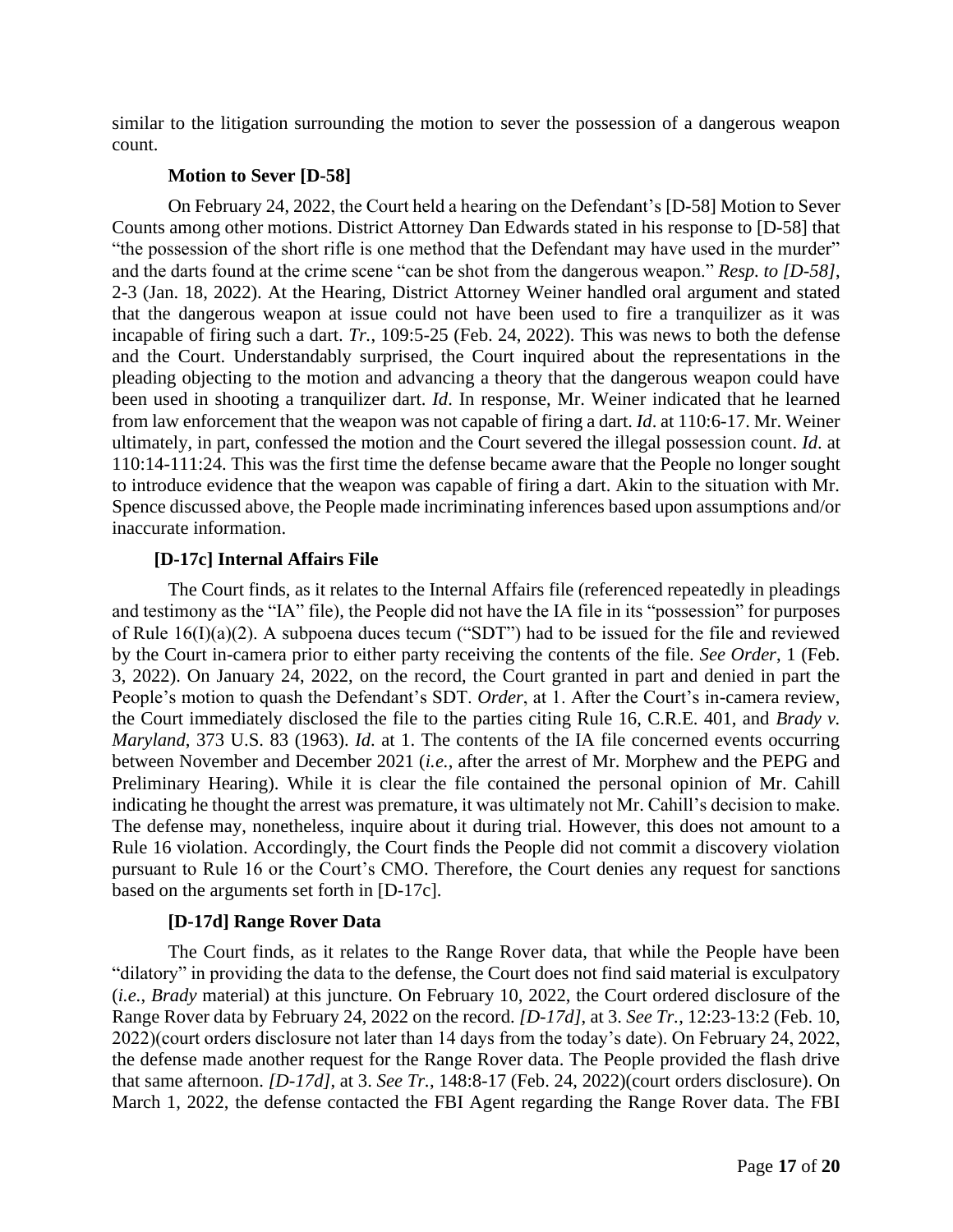similar to the litigation surrounding the motion to sever the possession of a dangerous weapon count.

**Motion to Sever [D-58]**

On February 24, 2022, the Court held a hearing on the Defendant's [D-58] Motion to Sever Counts among other motions. District Attorney Dan Edwards stated in his response to [D-58] that "the possession of the short rifle is one method that the Defendant may have used in the murder" and the darts found at the crime scene "can be shot from the dangerous weapon." *Resp. to [D-58]*, 2-3 (Jan. 18, 2022). At the Hearing, District Attorney Weiner handled oral argument and stated that the dangerous weapon at issue could not have been used to fire a tranquilizer as it was incapable of firing such a dart. *Tr.*, 109:5-25 (Feb. 24, 2022). This was news to both the defense and the Court. Understandably surprised, the Court inquired about the representations in the pleading objecting to the motion and advancing a theory that the dangerous weapon could have been used in shooting a tranquilizer dart. *Id*. In response, Mr. Weiner indicated that he learned from law enforcement that the weapon was not capable of firing a dart. *Id*. at 110:6-17. Mr. Weiner ultimately, in part, confessed the motion and the Court severed the illegal possession count. *Id*. at 110:14-111:24. This was the first time the defense became aware that the People no longer sought to introduce evidence that the weapon was capable of firing a dart. Akin to the situation with Mr. Spence discussed above, the People made incriminating inferences based upon assumptions and/or inaccurate information.

**[D-17c] Internal Affairs File**

The Court finds, as it relates to the Internal Affairs file (referenced repeatedly in pleadings and testimony as the "IA" file), the People did not have the IA file in its "possession" for purposes of Rule 16(I)(a)(2). A subpoena duces tecum ("SDT") had to be issued for the file and reviewed by the Court in-camera prior to either party receiving the contents of the file. *See Order*, 1 (Feb. 3, 2022). On January 24, 2022, on the record, the Court granted in part and denied in part the People's motion to quash the Defendant's SDT. *Order*, at 1. After the Court's in-camera review, the Court immediately disclosed the file to the parties citing Rule 16, C.R.E. 401, and *Brady v. Maryland*, 373 U.S. 83 (1963). *Id*. at 1. The contents of the IA file concerned events occurring between November and December 2021 (*i.e.*, after the arrest of Mr. Morphew and the PEPG and Preliminary Hearing). While it is clear the file contained the personal opinion of Mr. Cahill indicating he thought the arrest was premature, it was ultimately not Mr. Cahill's decision to make. The defense may, nonetheless, inquire about it during trial. However, this does not amount to a Rule 16 violation. Accordingly, the Court finds the People did not commit a discovery violation pursuant to Rule 16 or the Court's CMO. Therefore, the Court denies any request for sanctions based on the arguments set forth in [D-17c].

**[D-17d] Range Rover Data**

The Court finds, as it relates to the Range Rover data, that while the People have been "dilatory" in providing the data to the defense, the Court does not find said material is exculpatory (*i.e.*, *Brady* material) at this juncture. On February 10, 2022, the Court ordered disclosure of the Range Rover data by February 24, 2022 on the record. *[D-17d]*, at 3. *See Tr.*, 12:23-13:2 (Feb. 10, 2022)(court orders disclosure not later than 14 days from the today's date). On February 24, 2022, the defense made another request for the Range Rover data. The People provided the flash drive that same afternoon. *[D-17d]*, at 3. *See Tr.*, 148:8-17 (Feb. 24, 2022)(court orders disclosure). On March 1, 2022, the defense contacted the FBI Agent regarding the Range Rover data. The FBI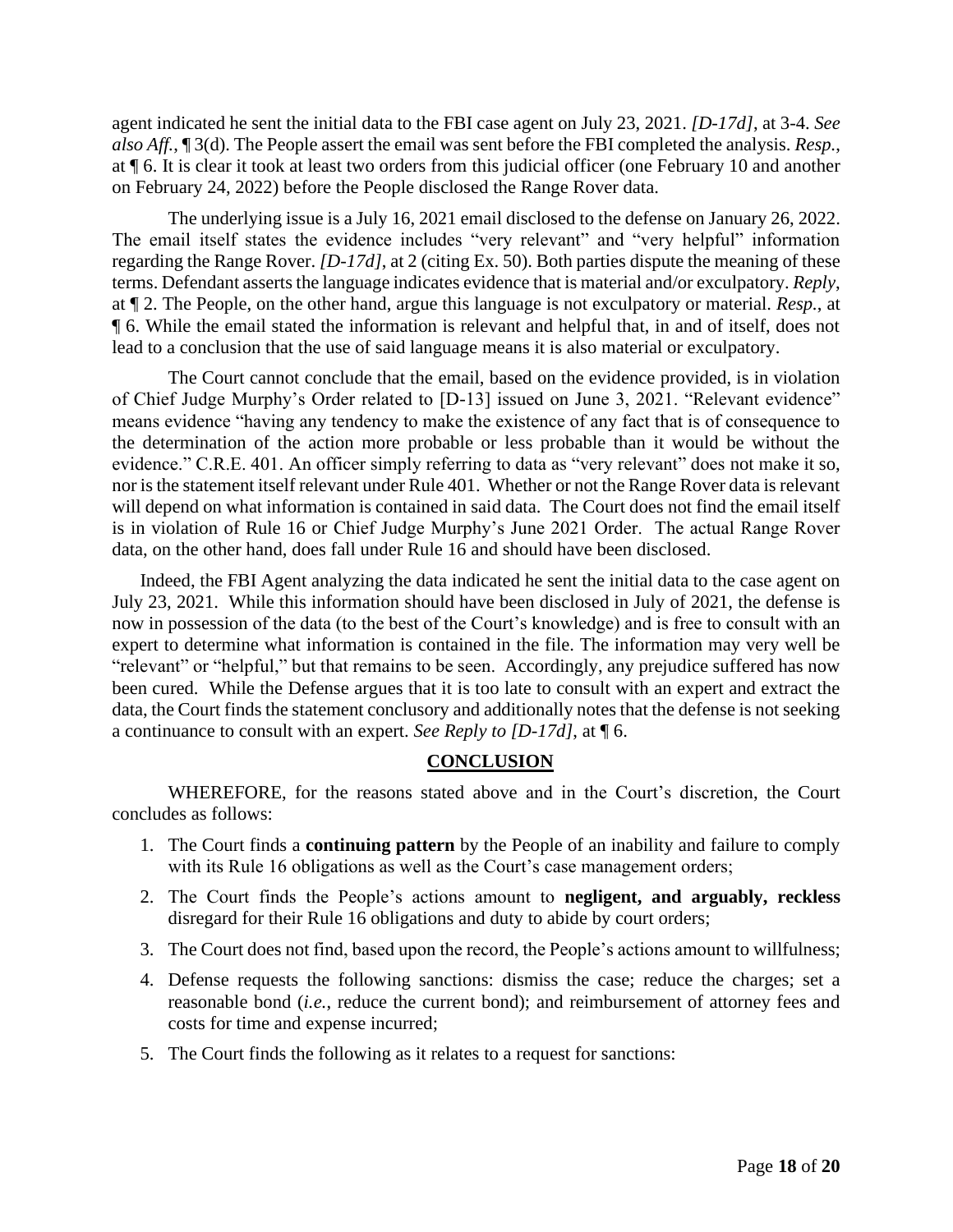agent indicated he sent the initial data to the FBI case agent on July 23, 2021. *[D-17d]*, at 3-4. *See also Aff.*, ¶ 3(d). The People assert the email was sent before the FBI completed the analysis. *Resp.*, at ¶ 6. It is clear it took at least two orders from this judicial officer (one February 10 and another on February 24, 2022) before the People disclosed the Range Rover data.

The underlying issue is a July 16, 2021 email disclosed to the defense on January 26, 2022. The email itself states the evidence includes "very relevant" and "very helpful" information regarding the Range Rover. *[D-17d]*, at 2 (citing Ex. 50). Both parties dispute the meaning of these terms. Defendant asserts the language indicates evidence that is material and/or exculpatory. *Reply*, at ¶ 2. The People, on the other hand, argue this language is not exculpatory or material. *Resp.*, at ¶ 6. While the email stated the information is relevant and helpful that, in and of itself, does not lead to a conclusion that the use of said language means it is also material or exculpatory.

The Court cannot conclude that the email, based on the evidence provided, is in violation of Chief Judge Murphy's Order related to [D-13] issued on June 3, 2021. "Relevant evidence" means evidence "having any tendency to make the existence of any fact that is of consequence to the determination of the action more probable or less probable than it would be without the evidence." C.R.E. 401. An officer simply referring to data as "very relevant" does not make it so, nor is the statement itself relevant under Rule 401. Whether or not the Range Rover data is relevant will depend on what information is contained in said data. The Court does not find the email itself is in violation of Rule 16 or Chief Judge Murphy's June 2021 Order. The actual Range Rover data, on the other hand, does fall under Rule 16 and should have been disclosed.

Indeed, the FBI Agent analyzing the data indicated he sent the initial data to the case agent on July 23, 2021. While this information should have been disclosed in July of 2021, the defense is now in possession of the data (to the best of the Court's knowledge) and is free to consult with an expert to determine what information is contained in the file. The information may very well be "relevant" or "helpful," but that remains to be seen. Accordingly, any prejudice suffered has now been cured. While the Defense argues that it is too late to consult with an expert and extract the data, the Court finds the statement conclusory and additionally notes that the defense is not seeking a continuance to consult with an expert. *See Reply to [D-17d]*, at ¶ 6.

## CONCLUSION

WHEREFORE, for the reasons stated above and in the Court's discretion, the Court concludes as follows:

1. The Court finds a **continuing pattern** by the People of an inability and failure to comply with its Rule 16 obligations as well as the Court's case management orders;
2. The Court finds the People's actions amount to **negligent, and arguably, reckless** disregard for their Rule 16 obligations and duty to abide by court orders;
3. The Court does not find, based upon the record, the People's actions amount to willfulness;
4. Defense requests the following sanctions: dismiss the case; reduce the charges; set a reasonable bond (*i.e.*, reduce the current bond); and reimbursement of attorney fees and costs for time and expense incurred;
5. The Court finds the following as it relates to a request for sanctions: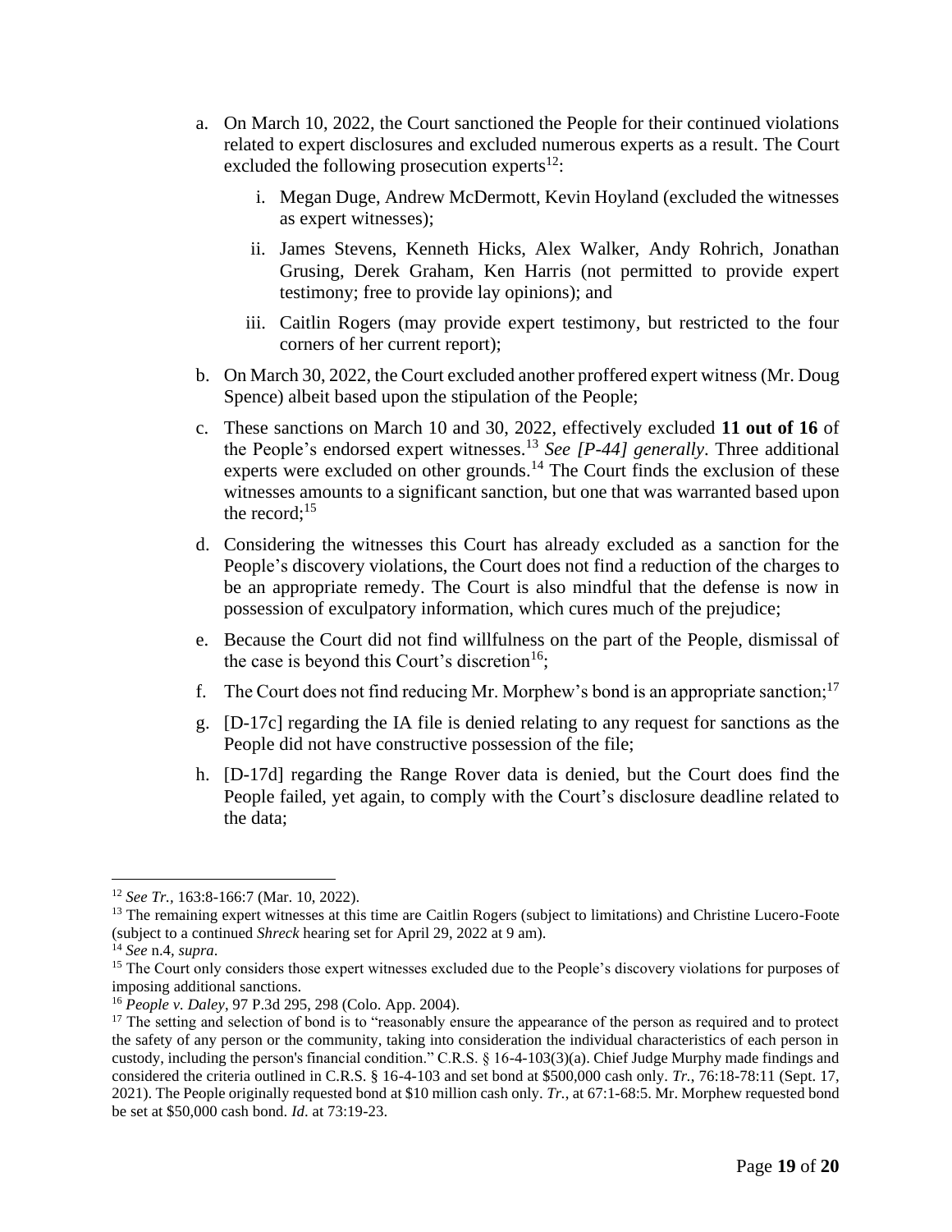a. On March 10, 2022, the Court sanctioned the People for their continued violations related to expert disclosures and excluded numerous experts as a result. The Court excluded the following prosecution experts[12]:

   i. Megan Duge, Andrew McDermott, Kevin Hoyland (excluded the witnesses as expert witnesses);

   ii. James Stevens, Kenneth Hicks, Alex Walker, Andy Rohrich, Jonathan Grusing, Derek Graham, Ken Harris (not permitted to provide expert testimony; free to provide lay opinions); and

   iii. Caitlin Rogers (may provide expert testimony, but restricted to the four corners of her current report);

b. On March 30, 2022, the Court excluded another proffered expert witness (Mr. Doug Spence) albeit based upon the stipulation of the People;

c. These sanctions on March 10 and 30, 2022, effectively excluded **11 out of 16** of the People's endorsed expert witnesses.[13] *See [P-44] generally*. Three additional experts were excluded on other grounds.[14] The Court finds the exclusion of these witnesses amounts to a significant sanction, but one that was warranted based upon the record;[15]

d. Considering the witnesses this Court has already excluded as a sanction for the People's discovery violations, the Court does not find a reduction of the charges to be an appropriate remedy. The Court is also mindful that the defense is now in possession of exculpatory information, which cures much of the prejudice;

e. Because the Court did not find willfulness on the part of the People, dismissal of the case is beyond this Court's discretion[16];

f. The Court does not find reducing Mr. Morphew's bond is an appropriate sanction;[17]

g. [D-17c] regarding the IA file is denied relating to any request for sanctions as the People did not have constructive possession of the file;

h. [D-17d] regarding the Range Rover data is denied, but the Court does find the People failed, yet again, to comply with the Court's disclosure deadline related to the data;

---

[12] *See Tr.*, 163:8-166:7 (Mar. 10, 2022).

[13] The remaining expert witnesses at this time are Caitlin Rogers (subject to limitations) and Christine Lucero-Foote (subject to a continued *Shreck* hearing set for April 29, 2022 at 9 am).

[14] *See* n.4, *supra*.

[15] The Court only considers those expert witnesses excluded due to the People's discovery violations for purposes of imposing additional sanctions.

[16] *People v. Daley*, 97 P.3d 295, 298 (Colo. App. 2004).

[17] The setting and selection of bond is to "reasonably ensure the appearance of the person as required and to protect the safety of any person or the community, taking into consideration the individual characteristics of each person in custody, including the person's financial condition." C.R.S. § 16-4-103(3)(a). Chief Judge Murphy made findings and considered the criteria outlined in C.R.S. § 16-4-103 and set bond at $500,000 cash only. *Tr.*, 76:18-78:11 (Sept. 17, 2021). The People originally requested bond at $10 million cash only. *Tr.*, at 67:1-68:5. Mr. Morphew requested bond be set at $50,000 cash bond. *Id*. at 73:19-23.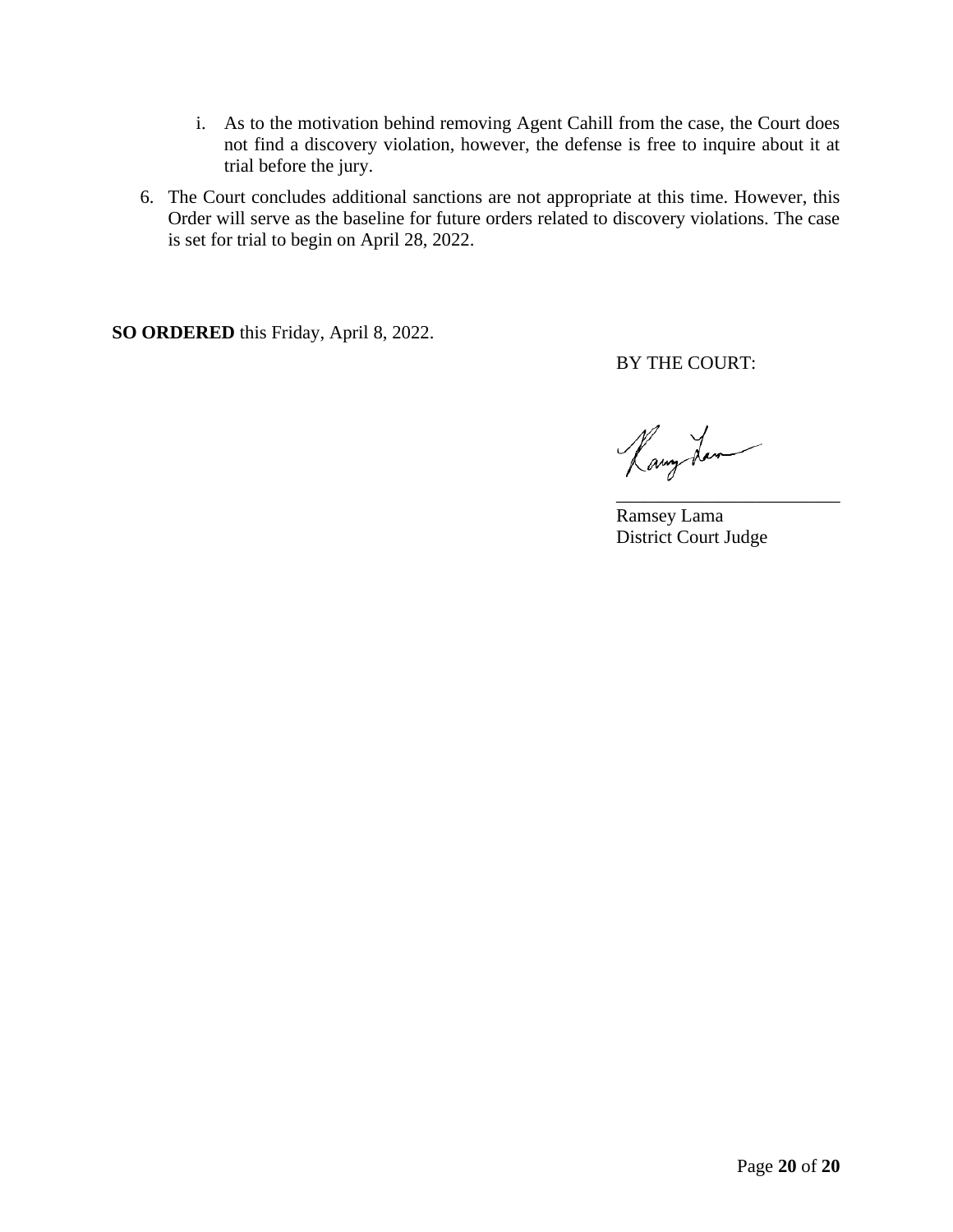i. As to the motivation behind removing Agent Cahill from the case, the Court does not find a discovery violation, however, the defense is free to inquire about it at trial before the jury.

6. The Court concludes additional sanctions are not appropriate at this time. However, this Order will serve as the baseline for future orders related to discovery violations. The case is set for trial to begin on April 28, 2022.

**SO ORDERED** this Friday, April 8, 2022.

BY THE COURT:

\_\_\_\_\_\_\_\_\_\_\_\_\_\_\_\_\_\_\_\_\_\_\_\_\_

Ramsey Lama
District Court Judge